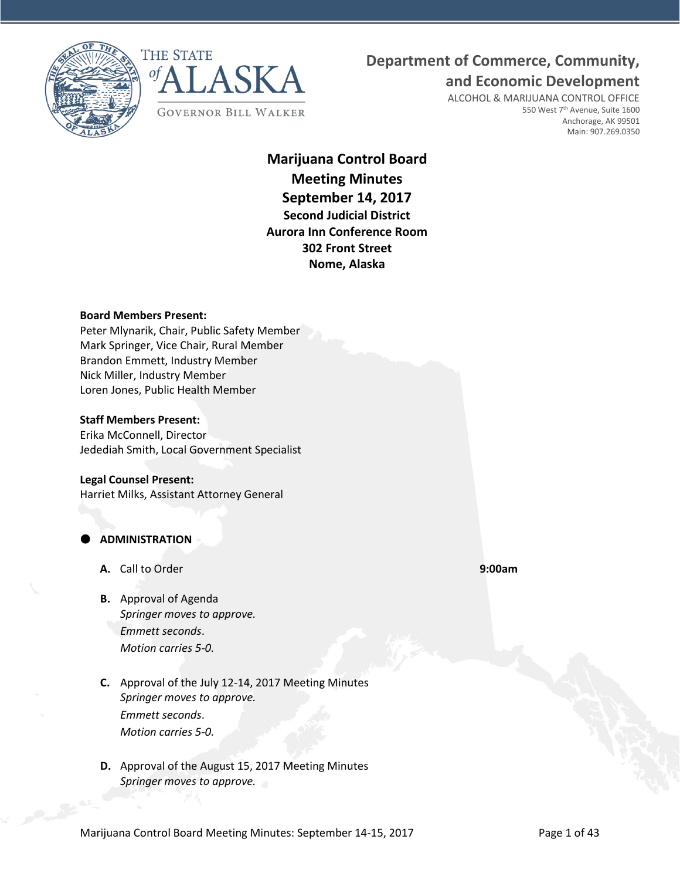THE STATE of ALASKA

GOVERNOR BILL WALKER

**Department of Commerce, Community, and Economic Development**

ALCOHOL & MARIJUANA CONTROL OFFICE
550 West 7th Avenue, Suite 1600
Anchorage, AK 99501
Main: 907.269.0350

# Marijuana Control Board
## Meeting Minutes
## September 14, 2017
### Second Judicial District
### Aurora Inn Conference Room
### 302 Front Street
### Nome, Alaska

**Board Members Present:**
Peter Mlynarik, Chair, Public Safety Member
Mark Springer, Vice Chair, Rural Member
Brandon Emmett, Industry Member
Nick Miller, Industry Member
Loren Jones, Public Health Member

**Staff Members Present:**
Erika McConnell, Director
Jedediah Smith, Local Government Specialist

**Legal Counsel Present:**
Harriet Milks, Assistant Attorney General

- **ADMINISTRATION**

  **A.** Call to Order **9:00am**

  **B.** Approval of Agenda
  *Springer moves to approve.*
  *Emmett seconds.*
  *Motion carries 5-0.*

  **C.** Approval of the July 12-14, 2017 Meeting Minutes
  *Springer moves to approve.*
  *Emmett seconds.*
  *Motion carries 5-0.*

  **D.** Approval of the August 15, 2017 Meeting Minutes
  *Springer moves to approve.*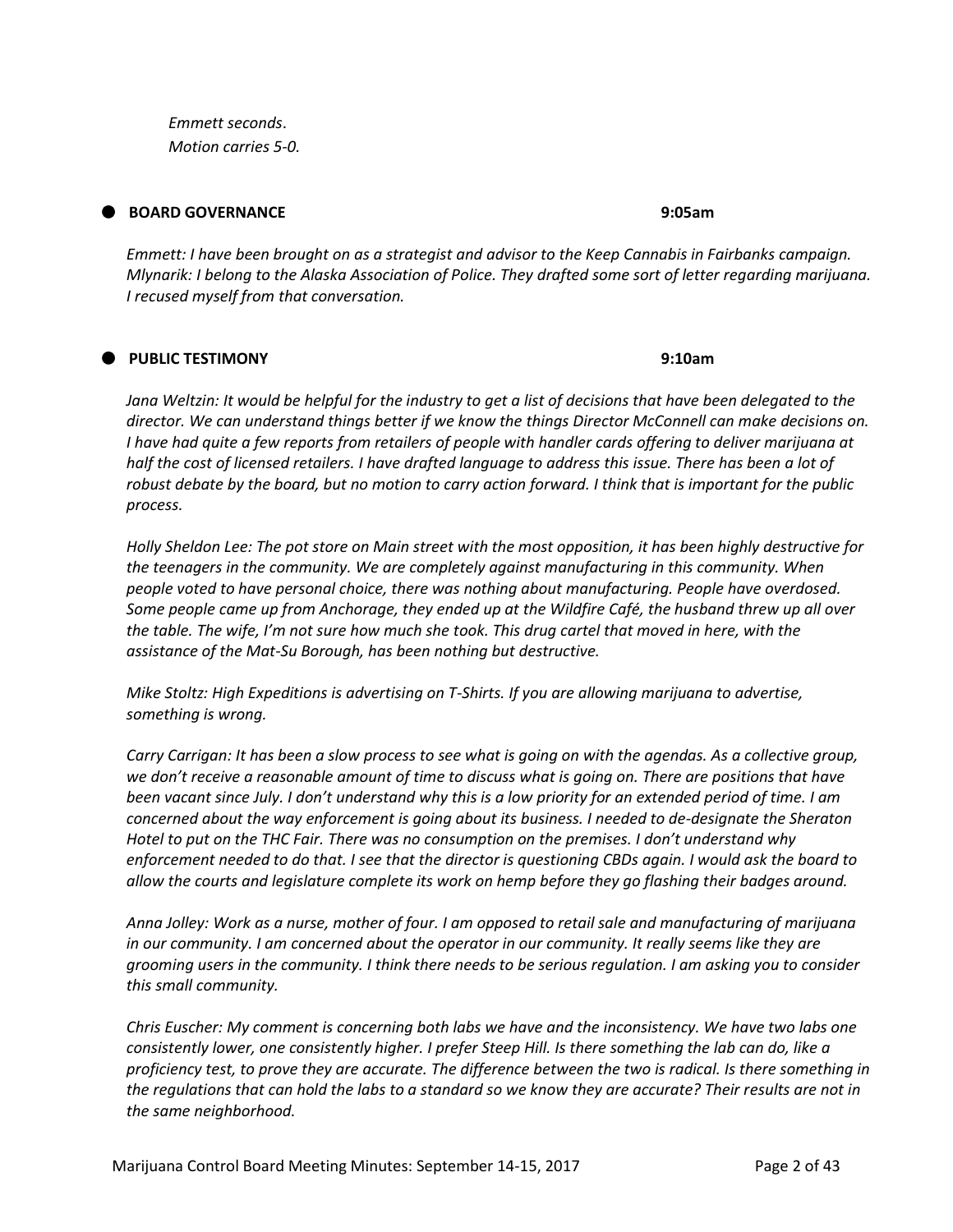*Emmett seconds.*
*Motion carries 5-0.*

## BOARD GOVERNANCE 9:05am

*Emmett: I have been brought on as a strategist and advisor to the Keep Cannabis in Fairbanks campaign.*
*Mlynarik: I belong to the Alaska Association of Police. They drafted some sort of letter regarding marijuana. I recused myself from that conversation.*

## PUBLIC TESTIMONY 9:10am

*Jana Weltzin: It would be helpful for the industry to get a list of decisions that have been delegated to the director. We can understand things better if we know the things Director McConnell can make decisions on. I have had quite a few reports from retailers of people with handler cards offering to deliver marijuana at half the cost of licensed retailers. I have drafted language to address this issue. There has been a lot of robust debate by the board, but no motion to carry action forward. I think that is important for the public process.*

*Holly Sheldon Lee: The pot store on Main street with the most opposition, it has been highly destructive for the teenagers in the community. We are completely against manufacturing in this community. When people voted to have personal choice, there was nothing about manufacturing. People have overdosed. Some people came up from Anchorage, they ended up at the Wildfire Café, the husband threw up all over the table. The wife, I'm not sure how much she took. This drug cartel that moved in here, with the assistance of the Mat-Su Borough, has been nothing but destructive.*

*Mike Stoltz: High Expeditions is advertising on T-Shirts. If you are allowing marijuana to advertise, something is wrong.*

*Carry Carrigan: It has been a slow process to see what is going on with the agendas. As a collective group, we don't receive a reasonable amount of time to discuss what is going on. There are positions that have been vacant since July. I don't understand why this is a low priority for an extended period of time. I am concerned about the way enforcement is going about its business. I needed to de-designate the Sheraton Hotel to put on the THC Fair. There was no consumption on the premises. I don't understand why enforcement needed to do that. I see that the director is questioning CBDs again. I would ask the board to allow the courts and legislature complete its work on hemp before they go flashing their badges around.*

*Anna Jolley: Work as a nurse, mother of four. I am opposed to retail sale and manufacturing of marijuana in our community. I am concerned about the operator in our community. It really seems like they are grooming users in the community. I think there needs to be serious regulation. I am asking you to consider this small community.*

*Chris Euscher: My comment is concerning both labs we have and the inconsistency. We have two labs one consistently lower, one consistently higher. I prefer Steep Hill. Is there something the lab can do, like a proficiency test, to prove they are accurate. The difference between the two is radical. Is there something in the regulations that can hold the labs to a standard so we know they are accurate? Their results are not in the same neighborhood.*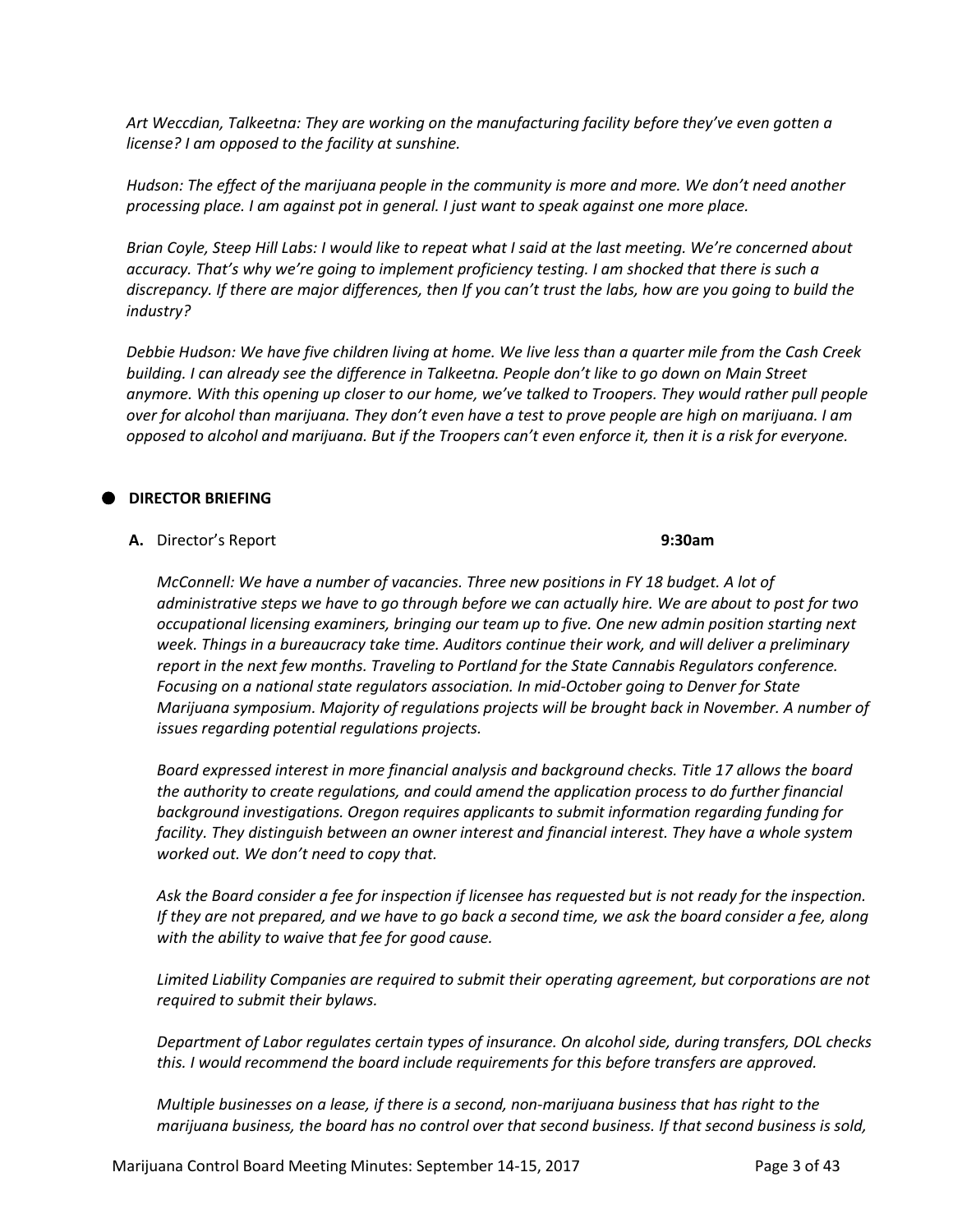*Art Weccdian, Talkeetna: They are working on the manufacturing facility before they've even gotten a license? I am opposed to the facility at sunshine.*

*Hudson: The effect of the marijuana people in the community is more and more. We don't need another processing place. I am against pot in general. I just want to speak against one more place.*

*Brian Coyle, Steep Hill Labs: I would like to repeat what I said at the last meeting. We're concerned about accuracy. That's why we're going to implement proficiency testing. I am shocked that there is such a discrepancy. If there are major differences, then If you can't trust the labs, how are you going to build the industry?*

*Debbie Hudson: We have five children living at home. We live less than a quarter mile from the Cash Creek building. I can already see the difference in Talkeetna. People don't like to go down on Main Street anymore. With this opening up closer to our home, we've talked to Troopers. They would rather pull people over for alcohol than marijuana. They don't even have a test to prove people are high on marijuana. I am opposed to alcohol and marijuana. But if the Troopers can't even enforce it, then it is a risk for everyone.*

- **DIRECTOR BRIEFING**

**A.** Director's Report **9:30am**

*McConnell: We have a number of vacancies. Three new positions in FY 18 budget. A lot of administrative steps we have to go through before we can actually hire. We are about to post for two occupational licensing examiners, bringing our team up to five. One new admin position starting next week. Things in a bureaucracy take time. Auditors continue their work, and will deliver a preliminary report in the next few months. Traveling to Portland for the State Cannabis Regulators conference. Focusing on a national state regulators association. In mid-October going to Denver for State Marijuana symposium. Majority of regulations projects will be brought back in November. A number of issues regarding potential regulations projects.*

*Board expressed interest in more financial analysis and background checks. Title 17 allows the board the authority to create regulations, and could amend the application process to do further financial background investigations. Oregon requires applicants to submit information regarding funding for facility. They distinguish between an owner interest and financial interest. They have a whole system worked out. We don't need to copy that.*

*Ask the Board consider a fee for inspection if licensee has requested but is not ready for the inspection. If they are not prepared, and we have to go back a second time, we ask the board consider a fee, along with the ability to waive that fee for good cause.*

*Limited Liability Companies are required to submit their operating agreement, but corporations are not required to submit their bylaws.*

*Department of Labor regulates certain types of insurance. On alcohol side, during transfers, DOL checks this. I would recommend the board include requirements for this before transfers are approved.*

*Multiple businesses on a lease, if there is a second, non-marijuana business that has right to the marijuana business, the board has no control over that second business. If that second business is sold,*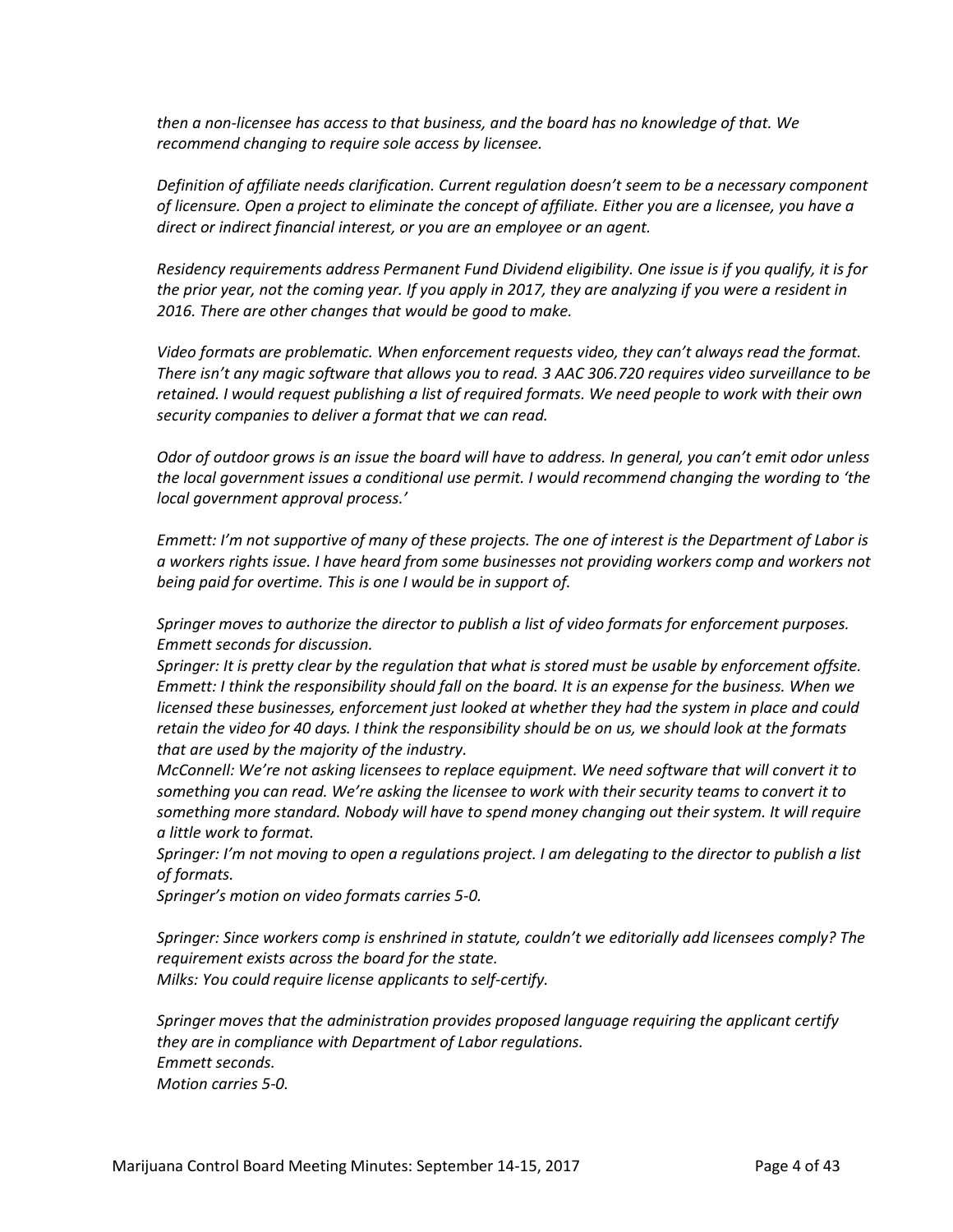*then a non-licensee has access to that business, and the board has no knowledge of that. We recommend changing to require sole access by licensee.*

*Definition of affiliate needs clarification. Current regulation doesn't seem to be a necessary component of licensure. Open a project to eliminate the concept of affiliate. Either you are a licensee, you have a direct or indirect financial interest, or you are an employee or an agent.*

*Residency requirements address Permanent Fund Dividend eligibility. One issue is if you qualify, it is for the prior year, not the coming year. If you apply in 2017, they are analyzing if you were a resident in 2016. There are other changes that would be good to make.*

*Video formats are problematic. When enforcement requests video, they can't always read the format. There isn't any magic software that allows you to read. 3 AAC 306.720 requires video surveillance to be retained. I would request publishing a list of required formats. We need people to work with their own security companies to deliver a format that we can read.*

*Odor of outdoor grows is an issue the board will have to address. In general, you can't emit odor unless the local government issues a conditional use permit. I would recommend changing the wording to 'the local government approval process.'*

*Emmett: I'm not supportive of many of these projects. The one of interest is the Department of Labor is a workers rights issue. I have heard from some businesses not providing workers comp and workers not being paid for overtime. This is one I would be in support of.*

*Springer moves to authorize the director to publish a list of video formats for enforcement purposes. Emmett seconds for discussion.*
*Springer: It is pretty clear by the regulation that what is stored must be usable by enforcement offsite.*
*Emmett: I think the responsibility should fall on the board. It is an expense for the business. When we licensed these businesses, enforcement just looked at whether they had the system in place and could retain the video for 40 days. I think the responsibility should be on us, we should look at the formats that are used by the majority of the industry.*
*McConnell: We're not asking licensees to replace equipment. We need software that will convert it to something you can read. We're asking the licensee to work with their security teams to convert it to something more standard. Nobody will have to spend money changing out their system. It will require a little work to format.*
*Springer: I'm not moving to open a regulations project. I am delegating to the director to publish a list of formats.*
*Springer's motion on video formats carries 5-0.*

*Springer: Since workers comp is enshrined in statute, couldn't we editorially add licensees comply? The requirement exists across the board for the state.*
*Milks: You could require license applicants to self-certify.*

*Springer moves that the administration provides proposed language requiring the applicant certify they are in compliance with Department of Labor regulations.*
*Emmett seconds.*
*Motion carries 5-0.*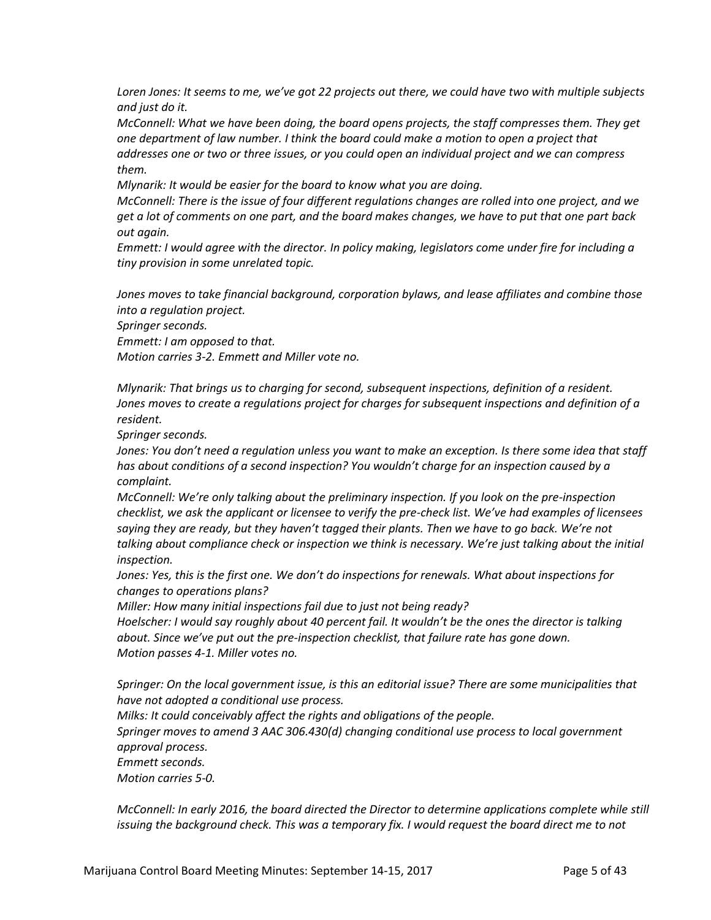*Loren Jones: It seems to me, we've got 22 projects out there, we could have two with multiple subjects and just do it.*
*McConnell: What we have been doing, the board opens projects, the staff compresses them. They get one department of law number. I think the board could make a motion to open a project that addresses one or two or three issues, or you could open an individual project and we can compress them.*
*Mlynarik: It would be easier for the board to know what you are doing.*
*McConnell: There is the issue of four different regulations changes are rolled into one project, and we get a lot of comments on one part, and the board makes changes, we have to put that one part back out again.*
*Emmett: I would agree with the director. In policy making, legislators come under fire for including a tiny provision in some unrelated topic.*

*Jones moves to take financial background, corporation bylaws, and lease affiliates and combine those into a regulation project.*
*Springer seconds.*
*Emmett: I am opposed to that.*
*Motion carries 3-2. Emmett and Miller vote no.*

*Mlynarik: That brings us to charging for second, subsequent inspections, definition of a resident.*
*Jones moves to create a regulations project for charges for subsequent inspections and definition of a resident.*
*Springer seconds.*
*Jones: You don't need a regulation unless you want to make an exception. Is there some idea that staff has about conditions of a second inspection? You wouldn't charge for an inspection caused by a complaint.*
*McConnell: We're only talking about the preliminary inspection. If you look on the pre-inspection checklist, we ask the applicant or licensee to verify the pre-check list. We've had examples of licensees saying they are ready, but they haven't tagged their plants. Then we have to go back. We're not talking about compliance check or inspection we think is necessary. We're just talking about the initial inspection.*
*Jones: Yes, this is the first one. We don't do inspections for renewals. What about inspections for changes to operations plans?*
*Miller: How many initial inspections fail due to just not being ready?*
*Hoelscher: I would say roughly about 40 percent fail. It wouldn't be the ones the director is talking about. Since we've put out the pre-inspection checklist, that failure rate has gone down.*
*Motion passes 4-1. Miller votes no.*

*Springer: On the local government issue, is this an editorial issue? There are some municipalities that have not adopted a conditional use process.*
*Milks: It could conceivably affect the rights and obligations of the people.*
*Springer moves to amend 3 AAC 306.430(d) changing conditional use process to local government approval process.*
*Emmett seconds.*
*Motion carries 5-0.*

*McConnell: In early 2016, the board directed the Director to determine applications complete while still issuing the background check. This was a temporary fix. I would request the board direct me to not*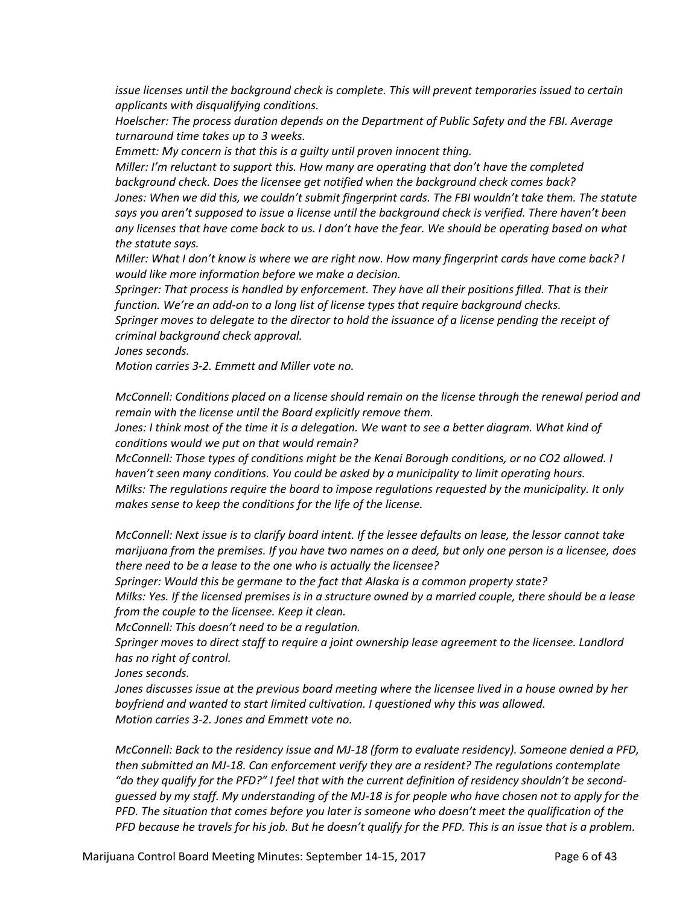*issue licenses until the background check is complete. This will prevent temporaries issued to certain applicants with disqualifying conditions.*
*Hoelscher: The process duration depends on the Department of Public Safety and the FBI. Average turnaround time takes up to 3 weeks.*
*Emmett: My concern is that this is a guilty until proven innocent thing.*
*Miller: I'm reluctant to support this. How many are operating that don't have the completed background check. Does the licensee get notified when the background check comes back?*
*Jones: When we did this, we couldn't submit fingerprint cards. The FBI wouldn't take them. The statute says you aren't supposed to issue a license until the background check is verified. There haven't been any licenses that have come back to us. I don't have the fear. We should be operating based on what the statute says.*
*Miller: What I don't know is where we are right now. How many fingerprint cards have come back? I would like more information before we make a decision.*
*Springer: That process is handled by enforcement. They have all their positions filled. That is their function. We're an add-on to a long list of license types that require background checks.*
*Springer moves to delegate to the director to hold the issuance of a license pending the receipt of criminal background check approval.*
*Jones seconds.*
*Motion carries 3-2. Emmett and Miller vote no.*

*McConnell: Conditions placed on a license should remain on the license through the renewal period and remain with the license until the Board explicitly remove them.*
*Jones: I think most of the time it is a delegation. We want to see a better diagram. What kind of conditions would we put on that would remain?*
*McConnell: Those types of conditions might be the Kenai Borough conditions, or no CO2 allowed. I haven't seen many conditions. You could be asked by a municipality to limit operating hours.*
*Milks: The regulations require the board to impose regulations requested by the municipality. It only makes sense to keep the conditions for the life of the license.*

*McConnell: Next issue is to clarify board intent. If the lessee defaults on lease, the lessor cannot take marijuana from the premises. If you have two names on a deed, but only one person is a licensee, does there need to be a lease to the one who is actually the licensee?*
*Springer: Would this be germane to the fact that Alaska is a common property state?*
*Milks: Yes. If the licensed premises is in a structure owned by a married couple, there should be a lease from the couple to the licensee. Keep it clean.*
*McConnell: This doesn't need to be a regulation.*
*Springer moves to direct staff to require a joint ownership lease agreement to the licensee. Landlord has no right of control.*
*Jones seconds.*
*Jones discusses issue at the previous board meeting where the licensee lived in a house owned by her boyfriend and wanted to start limited cultivation. I questioned why this was allowed.*
*Motion carries 3-2. Jones and Emmett vote no.*

*McConnell: Back to the residency issue and MJ-18 (form to evaluate residency). Someone denied a PFD, then submitted an MJ-18. Can enforcement verify they are a resident? The regulations contemplate "do they qualify for the PFD?" I feel that with the current definition of residency shouldn't be second-guessed by my staff. My understanding of the MJ-18 is for people who have chosen not to apply for the PFD. The situation that comes before you later is someone who doesn't meet the qualification of the PFD because he travels for his job. But he doesn't qualify for the PFD. This is an issue that is a problem.*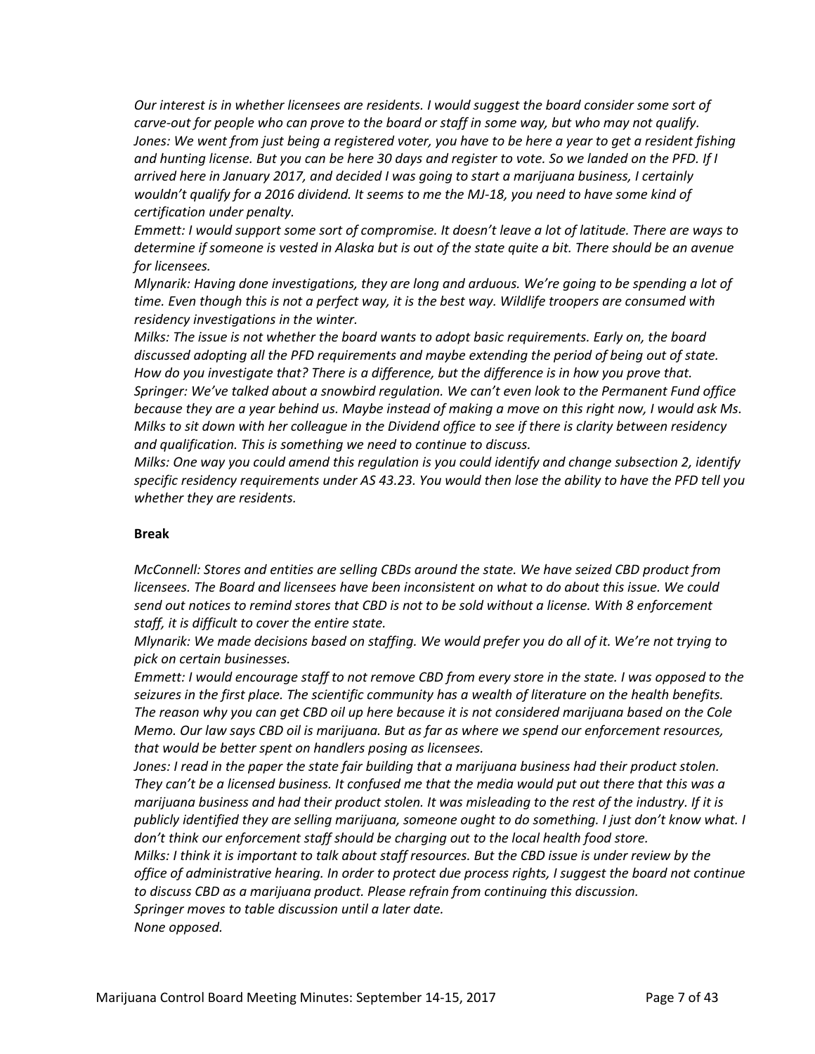*Our interest is in whether licensees are residents. I would suggest the board consider some sort of carve-out for people who can prove to the board or staff in some way, but who may not qualify.*
*Jones: We went from just being a registered voter, you have to be here a year to get a resident fishing and hunting license. But you can be here 30 days and register to vote. So we landed on the PFD. If I arrived here in January 2017, and decided I was going to start a marijuana business, I certainly wouldn't qualify for a 2016 dividend. It seems to me the MJ-18, you need to have some kind of certification under penalty.*
*Emmett: I would support some sort of compromise. It doesn't leave a lot of latitude. There are ways to determine if someone is vested in Alaska but is out of the state quite a bit. There should be an avenue for licensees.*
*Mlynarik: Having done investigations, they are long and arduous. We're going to be spending a lot of time. Even though this is not a perfect way, it is the best way. Wildlife troopers are consumed with residency investigations in the winter.*
*Milks: The issue is not whether the board wants to adopt basic requirements. Early on, the board discussed adopting all the PFD requirements and maybe extending the period of being out of state. How do you investigate that? There is a difference, but the difference is in how you prove that.*
*Springer: We've talked about a snowbird regulation. We can't even look to the Permanent Fund office because they are a year behind us. Maybe instead of making a move on this right now, I would ask Ms. Milks to sit down with her colleague in the Dividend office to see if there is clarity between residency and qualification. This is something we need to continue to discuss.*
*Milks: One way you could amend this regulation is you could identify and change subsection 2, identify specific residency requirements under AS 43.23. You would then lose the ability to have the PFD tell you whether they are residents.*

**Break**

*McConnell: Stores and entities are selling CBDs around the state. We have seized CBD product from licensees. The Board and licensees have been inconsistent on what to do about this issue. We could send out notices to remind stores that CBD is not to be sold without a license. With 8 enforcement staff, it is difficult to cover the entire state.*
*Mlynarik: We made decisions based on staffing. We would prefer you do all of it. We're not trying to pick on certain businesses.*
*Emmett: I would encourage staff to not remove CBD from every store in the state. I was opposed to the seizures in the first place. The scientific community has a wealth of literature on the health benefits. The reason why you can get CBD oil up here because it is not considered marijuana based on the Cole Memo. Our law says CBD oil is marijuana. But as far as where we spend our enforcement resources, that would be better spent on handlers posing as licensees.*
*Jones: I read in the paper the state fair building that a marijuana business had their product stolen. They can't be a licensed business. It confused me that the media would put out there that this was a marijuana business and had their product stolen. It was misleading to the rest of the industry. If it is publicly identified they are selling marijuana, someone ought to do something. I just don't know what. I don't think our enforcement staff should be charging out to the local health food store.*
*Milks: I think it is important to talk about staff resources. But the CBD issue is under review by the office of administrative hearing. In order to protect due process rights, I suggest the board not continue to discuss CBD as a marijuana product. Please refrain from continuing this discussion.*
*Springer moves to table discussion until a later date.*
*None opposed.*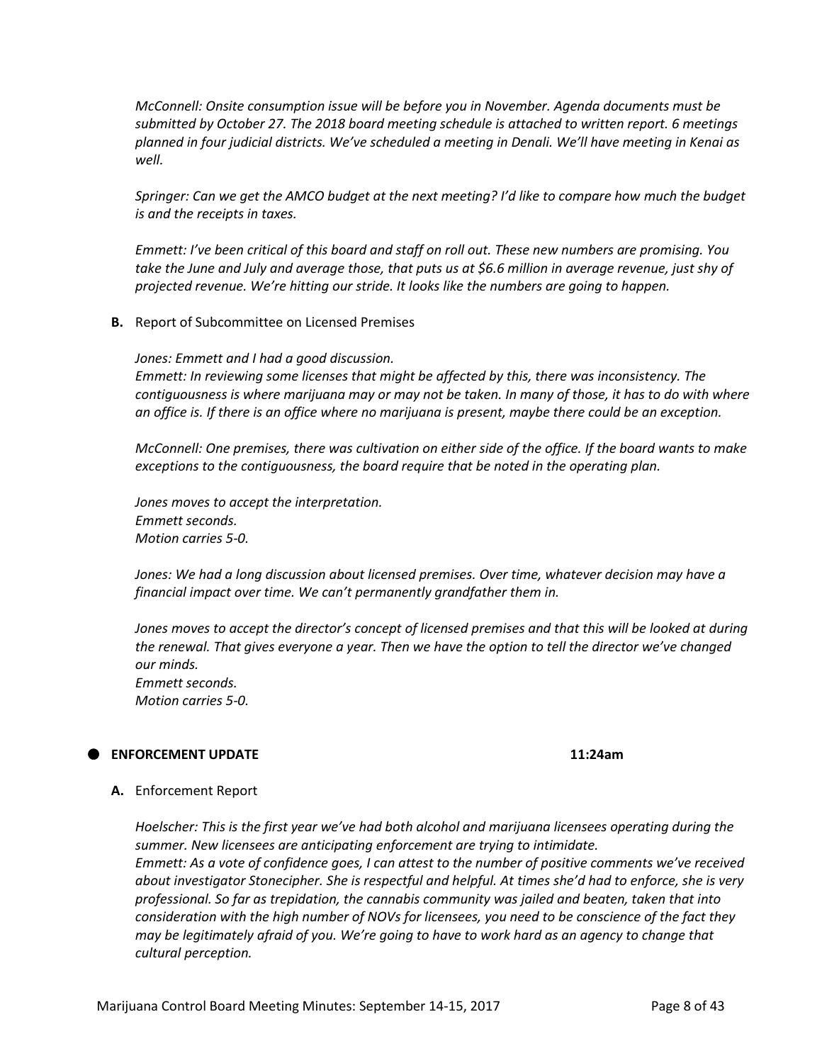*McConnell: Onsite consumption issue will be before you in November. Agenda documents must be submitted by October 27. The 2018 board meeting schedule is attached to written report. 6 meetings planned in four judicial districts. We've scheduled a meeting in Denali. We'll have meeting in Kenai as well.*

*Springer: Can we get the AMCO budget at the next meeting? I'd like to compare how much the budget is and the receipts in taxes.*

*Emmett: I've been critical of this board and staff on roll out. These new numbers are promising. You take the June and July and average those, that puts us at $6.6 million in average revenue, just shy of projected revenue. We're hitting our stride. It looks like the numbers are going to happen.*

**B.** Report of Subcommittee on Licensed Premises

*Jones: Emmett and I had a good discussion.*
*Emmett: In reviewing some licenses that might be affected by this, there was inconsistency. The contiguousness is where marijuana may or may not be taken. In many of those, it has to do with where an office is. If there is an office where no marijuana is present, maybe there could be an exception.*

*McConnell: One premises, there was cultivation on either side of the office. If the board wants to make exceptions to the contiguousness, the board require that be noted in the operating plan.*

*Jones moves to accept the interpretation.*
*Emmett seconds.*
*Motion carries 5-0.*

*Jones: We had a long discussion about licensed premises. Over time, whatever decision may have a financial impact over time. We can't permanently grandfather them in.*

*Jones moves to accept the director's concept of licensed premises and that this will be looked at during the renewal. That gives everyone a year. Then we have the option to tell the director we've changed our minds.*
*Emmett seconds.*
*Motion carries 5-0.*

## ENFORCEMENT UPDATE 11:24am

**A.** Enforcement Report

*Hoelscher: This is the first year we've had both alcohol and marijuana licensees operating during the summer. New licensees are anticipating enforcement are trying to intimidate.*
*Emmett: As a vote of confidence goes, I can attest to the number of positive comments we've received about investigator Stonecipher. She is respectful and helpful. At times she'd had to enforce, she is very professional. So far as trepidation, the cannabis community was jailed and beaten, taken that into consideration with the high number of NOVs for licensees, you need to be conscience of the fact they may be legitimately afraid of you. We're going to have to work hard as an agency to change that cultural perception.*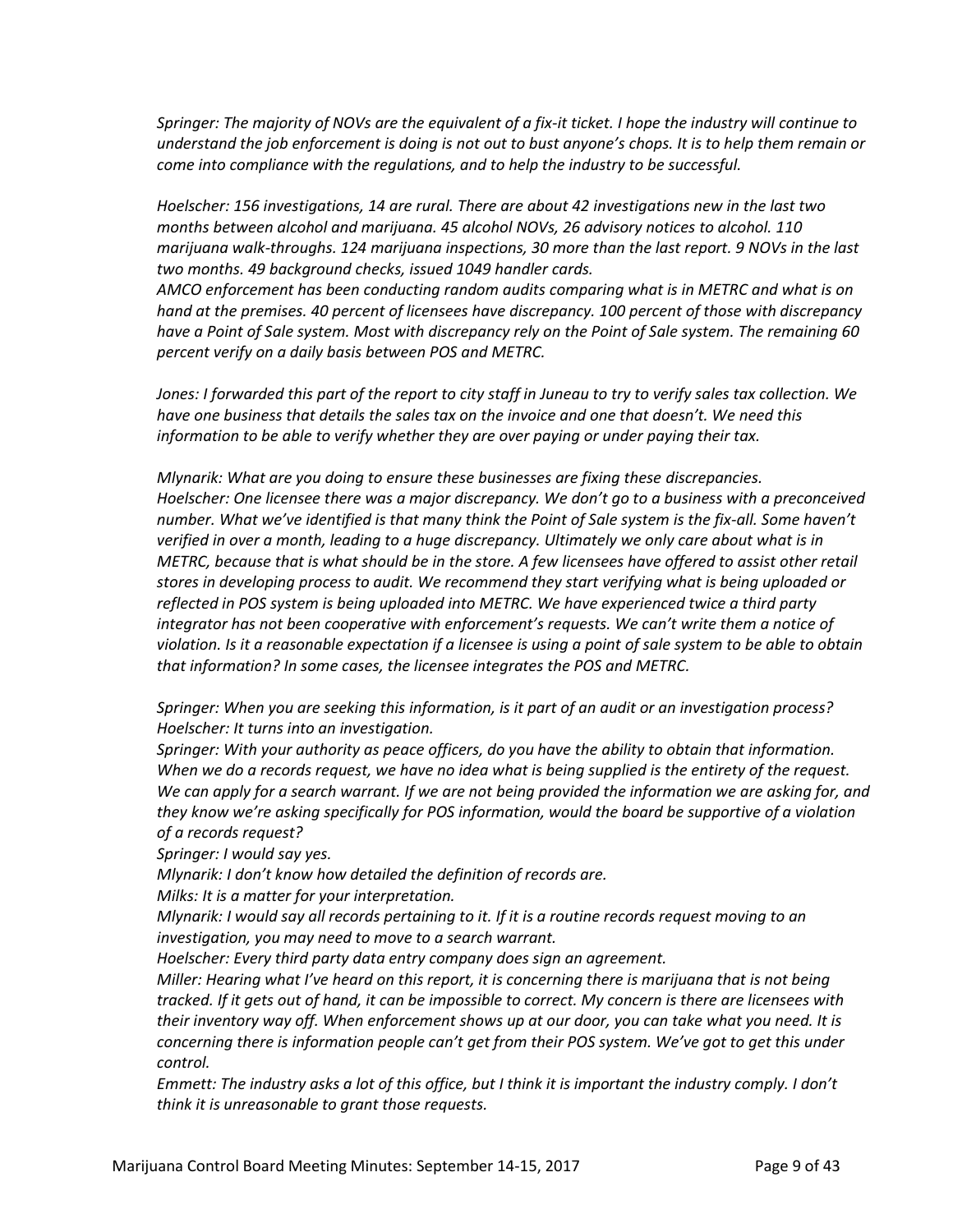*Springer: The majority of NOVs are the equivalent of a fix-it ticket. I hope the industry will continue to understand the job enforcement is doing is not out to bust anyone's chops. It is to help them remain or come into compliance with the regulations, and to help the industry to be successful.*

*Hoelscher: 156 investigations, 14 are rural. There are about 42 investigations new in the last two months between alcohol and marijuana. 45 alcohol NOVs, 26 advisory notices to alcohol. 110 marijuana walk-throughs. 124 marijuana inspections, 30 more than the last report. 9 NOVs in the last two months. 49 background checks, issued 1049 handler cards.*
*AMCO enforcement has been conducting random audits comparing what is in METRC and what is on hand at the premises. 40 percent of licensees have discrepancy. 100 percent of those with discrepancy have a Point of Sale system. Most with discrepancy rely on the Point of Sale system. The remaining 60 percent verify on a daily basis between POS and METRC.*

*Jones: I forwarded this part of the report to city staff in Juneau to try to verify sales tax collection. We have one business that details the sales tax on the invoice and one that doesn't. We need this information to be able to verify whether they are over paying or under paying their tax.*

*Mlynarik: What are you doing to ensure these businesses are fixing these discrepancies.*
*Hoelscher: One licensee there was a major discrepancy. We don't go to a business with a preconceived number. What we've identified is that many think the Point of Sale system is the fix-all. Some haven't verified in over a month, leading to a huge discrepancy. Ultimately we only care about what is in METRC, because that is what should be in the store. A few licensees have offered to assist other retail stores in developing process to audit. We recommend they start verifying what is being uploaded or reflected in POS system is being uploaded into METRC. We have experienced twice a third party integrator has not been cooperative with enforcement's requests. We can't write them a notice of violation. Is it a reasonable expectation if a licensee is using a point of sale system to be able to obtain that information? In some cases, the licensee integrates the POS and METRC.*

*Springer: When you are seeking this information, is it part of an audit or an investigation process?*
*Hoelscher: It turns into an investigation.*
*Springer: With your authority as peace officers, do you have the ability to obtain that information. When we do a records request, we have no idea what is being supplied is the entirety of the request. We can apply for a search warrant. If we are not being provided the information we are asking for, and they know we're asking specifically for POS information, would the board be supportive of a violation of a records request?*
*Springer: I would say yes.*
*Mlynarik: I don't know how detailed the definition of records are.*
*Milks: It is a matter for your interpretation.*
*Mlynarik: I would say all records pertaining to it. If it is a routine records request moving to an investigation, you may need to move to a search warrant.*
*Hoelscher: Every third party data entry company does sign an agreement.*
*Miller: Hearing what I've heard on this report, it is concerning there is marijuana that is not being tracked. If it gets out of hand, it can be impossible to correct. My concern is there are licensees with their inventory way off. When enforcement shows up at our door, you can take what you need. It is concerning there is information people can't get from their POS system. We've got to get this under control.*
*Emmett: The industry asks a lot of this office, but I think it is important the industry comply. I don't think it is unreasonable to grant those requests.*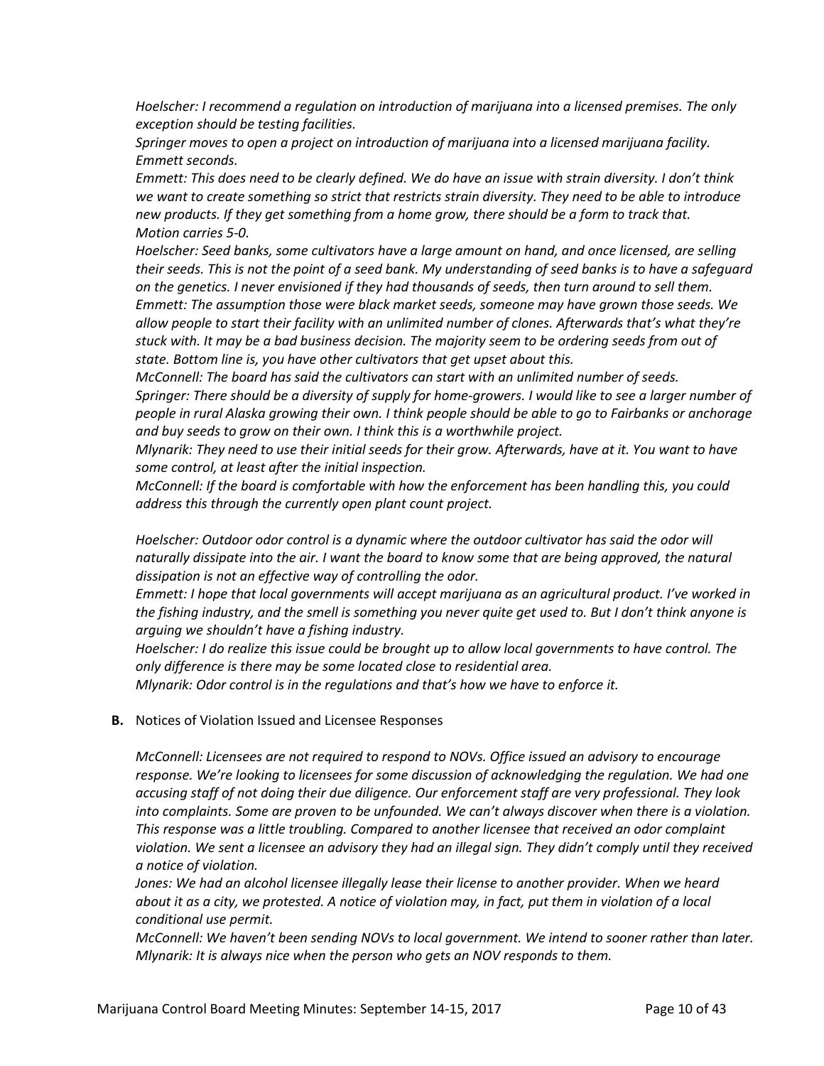*Hoelscher: I recommend a regulation on introduction of marijuana into a licensed premises. The only exception should be testing facilities.*
*Springer moves to open a project on introduction of marijuana into a licensed marijuana facility. Emmett seconds.*
*Emmett: This does need to be clearly defined. We do have an issue with strain diversity. I don't think we want to create something so strict that restricts strain diversity. They need to be able to introduce new products. If they get something from a home grow, there should be a form to track that.*
*Motion carries 5-0.*
*Hoelscher: Seed banks, some cultivators have a large amount on hand, and once licensed, are selling their seeds. This is not the point of a seed bank. My understanding of seed banks is to have a safeguard on the genetics. I never envisioned if they had thousands of seeds, then turn around to sell them.*
*Emmett: The assumption those were black market seeds, someone may have grown those seeds. We allow people to start their facility with an unlimited number of clones. Afterwards that's what they're stuck with. It may be a bad business decision. The majority seem to be ordering seeds from out of state. Bottom line is, you have other cultivators that get upset about this.*
*McConnell: The board has said the cultivators can start with an unlimited number of seeds.*
*Springer: There should be a diversity of supply for home-growers. I would like to see a larger number of people in rural Alaska growing their own. I think people should be able to go to Fairbanks or anchorage and buy seeds to grow on their own. I think this is a worthwhile project.*
*Mlynarik: They need to use their initial seeds for their grow. Afterwards, have at it. You want to have some control, at least after the initial inspection.*
*McConnell: If the board is comfortable with how the enforcement has been handling this, you could address this through the currently open plant count project.*

*Hoelscher: Outdoor odor control is a dynamic where the outdoor cultivator has said the odor will naturally dissipate into the air. I want the board to know some that are being approved, the natural dissipation is not an effective way of controlling the odor.*
*Emmett: I hope that local governments will accept marijuana as an agricultural product. I've worked in the fishing industry, and the smell is something you never quite get used to. But I don't think anyone is arguing we shouldn't have a fishing industry.*
*Hoelscher: I do realize this issue could be brought up to allow local governments to have control. The only difference is there may be some located close to residential area.*
*Mlynarik: Odor control is in the regulations and that's how we have to enforce it.*

**B.** Notices of Violation Issued and Licensee Responses

*McConnell: Licensees are not required to respond to NOVs. Office issued an advisory to encourage response. We're looking to licensees for some discussion of acknowledging the regulation. We had one accusing staff of not doing their due diligence. Our enforcement staff are very professional. They look into complaints. Some are proven to be unfounded. We can't always discover when there is a violation. This response was a little troubling. Compared to another licensee that received an odor complaint violation. We sent a licensee an advisory they had an illegal sign. They didn't comply until they received a notice of violation.*
*Jones: We had an alcohol licensee illegally lease their license to another provider. When we heard about it as a city, we protested. A notice of violation may, in fact, put them in violation of a local conditional use permit.*
*McConnell: We haven't been sending NOVs to local government. We intend to sooner rather than later.*
*Mlynarik: It is always nice when the person who gets an NOV responds to them.*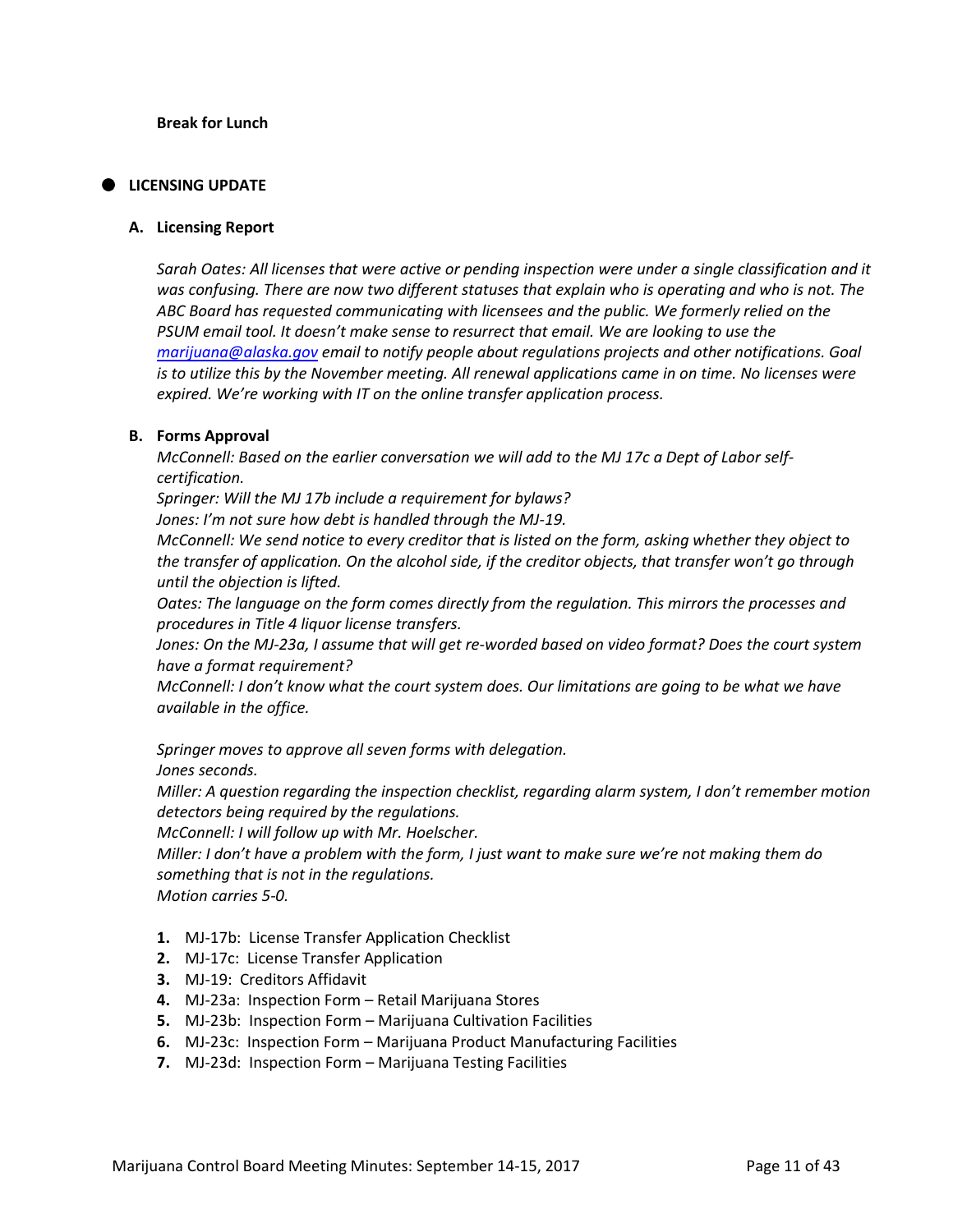**Break for Lunch**

- **LICENSING UPDATE**

**A. Licensing Report**

*Sarah Oates: All licenses that were active or pending inspection were under a single classification and it was confusing. There are now two different statuses that explain who is operating and who is not. The ABC Board has requested communicating with licensees and the public. We formerly relied on the PSUM email tool. It doesn't make sense to resurrect that email. We are looking to use the [marijuana@alaska.gov](mailto:marijuana@alaska.gov) email to notify people about regulations projects and other notifications. Goal is to utilize this by the November meeting. All renewal applications came in on time. No licenses were expired. We're working with IT on the online transfer application process.*

**B. Forms Approval**

*McConnell: Based on the earlier conversation we will add to the MJ 17c a Dept of Labor self-certification.*
*Springer: Will the MJ 17b include a requirement for bylaws?*
*Jones: I'm not sure how debt is handled through the MJ-19.*
*McConnell: We send notice to every creditor that is listed on the form, asking whether they object to the transfer of application. On the alcohol side, if the creditor objects, that transfer won't go through until the objection is lifted.*
*Oates: The language on the form comes directly from the regulation. This mirrors the processes and procedures in Title 4 liquor license transfers.*
*Jones: On the MJ-23a, I assume that will get re-worded based on video format? Does the court system have a format requirement?*
*McConnell: I don't know what the court system does. Our limitations are going to be what we have available in the office.*

*Springer moves to approve all seven forms with delegation.*
*Jones seconds.*
*Miller: A question regarding the inspection checklist, regarding alarm system, I don't remember motion detectors being required by the regulations.*
*McConnell: I will follow up with Mr. Hoelscher.*
*Miller: I don't have a problem with the form, I just want to make sure we're not making them do something that is not in the regulations.*
*Motion carries 5-0.*

1. MJ-17b: License Transfer Application Checklist
2. MJ-17c: License Transfer Application
3. MJ-19: Creditors Affidavit
4. MJ-23a: Inspection Form – Retail Marijuana Stores
5. MJ-23b: Inspection Form – Marijuana Cultivation Facilities
6. MJ-23c: Inspection Form – Marijuana Product Manufacturing Facilities
7. MJ-23d: Inspection Form – Marijuana Testing Facilities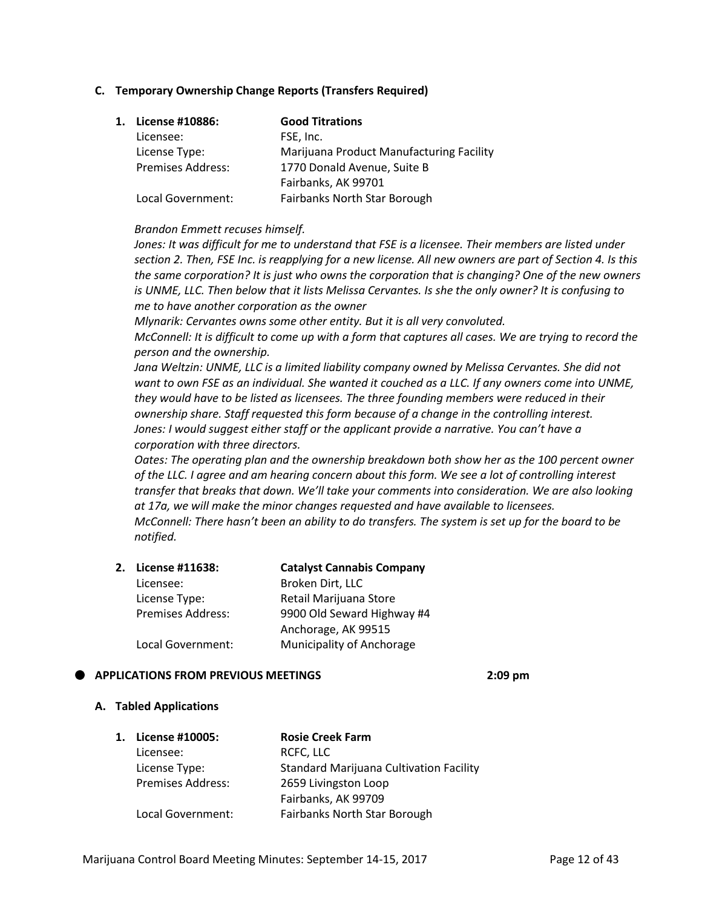### C. Temporary Ownership Change Reports (Transfers Required)

1. **License #10886:** **Good Titrations**
   Licensee: FSE, Inc.
   License Type: Marijuana Product Manufacturing Facility
   Premises Address: 1770 Donald Avenue, Suite B
   Fairbanks, AK 99701
   Local Government: Fairbanks North Star Borough

   *Brandon Emmett recuses himself.*
   *Jones: It was difficult for me to understand that FSE is a licensee. Their members are listed under section 2. Then, FSE Inc. is reapplying for a new license. All new owners are part of Section 4. Is this the same corporation? It is just who owns the corporation that is changing? One of the new owners is UNME, LLC. Then below that it lists Melissa Cervantes. Is she the only owner? It is confusing to me to have another corporation as the owner*
   *Mlynarik: Cervantes owns some other entity. But it is all very convoluted.*
   *McConnell: It is difficult to come up with a form that captures all cases. We are trying to record the person and the ownership.*
   *Jana Weltzin: UNME, LLC is a limited liability company owned by Melissa Cervantes. She did not want to own FSE as an individual. She wanted it couched as a LLC. If any owners come into UNME, they would have to be listed as licensees. The three founding members were reduced in their ownership share. Staff requested this form because of a change in the controlling interest.*
   *Jones: I would suggest either staff or the applicant provide a narrative. You can't have a corporation with three directors.*
   *Oates: The operating plan and the ownership breakdown both show her as the 100 percent owner of the LLC. I agree and am hearing concern about this form. We see a lot of controlling interest transfer that breaks that down. We'll take your comments into consideration. We are also looking at 17a, we will make the minor changes requested and have available to licensees.*
   *McConnell: There hasn't been an ability to do transfers. The system is set up for the board to be notified.*

2. **License #11638:** **Catalyst Cannabis Company**
   Licensee: Broken Dirt, LLC
   License Type: Retail Marijuana Store
   Premises Address: 9900 Old Seward Highway #4
   Anchorage, AK 99515
   Local Government: Municipality of Anchorage

## APPLICATIONS FROM PREVIOUS MEETINGS 2:09 pm

### A. Tabled Applications

1. **License #10005:** **Rosie Creek Farm**
   Licensee: RCFC, LLC
   License Type: Standard Marijuana Cultivation Facility
   Premises Address: 2659 Livingston Loop
   Fairbanks, AK 99709
   Local Government: Fairbanks North Star Borough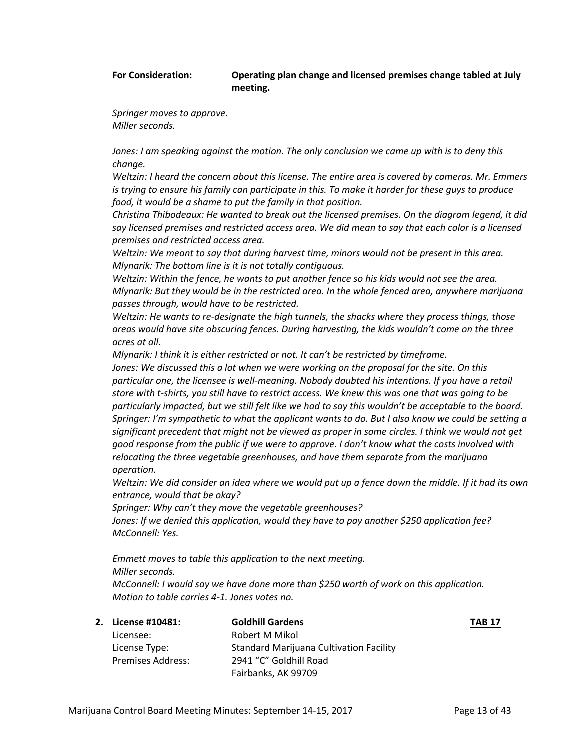**For Consideration:** **Operating plan change and licensed premises change tabled at July meeting.**

*Springer moves to approve.*
*Miller seconds.*

*Jones: I am speaking against the motion. The only conclusion we came up with is to deny this change.*
*Weltzin: I heard the concern about this license. The entire area is covered by cameras. Mr. Emmers is trying to ensure his family can participate in this. To make it harder for these guys to produce food, it would be a shame to put the family in that position.*
*Christina Thibodeaux: He wanted to break out the licensed premises. On the diagram legend, it did say licensed premises and restricted access area. We did mean to say that each color is a licensed premises and restricted access area.*
*Weltzin: We meant to say that during harvest time, minors would not be present in this area.*
*Mlynarik: The bottom line is it is not totally contiguous.*
*Weltzin: Within the fence, he wants to put another fence so his kids would not see the area.*
*Mlynarik: But they would be in the restricted area. In the whole fenced area, anywhere marijuana passes through, would have to be restricted.*
*Weltzin: He wants to re-designate the high tunnels, the shacks where they process things, those areas would have site obscuring fences. During harvesting, the kids wouldn't come on the three acres at all.*
*Mlynarik: I think it is either restricted or not. It can't be restricted by timeframe.*
*Jones: We discussed this a lot when we were working on the proposal for the site. On this particular one, the licensee is well-meaning. Nobody doubted his intentions. If you have a retail store with t-shirts, you still have to restrict access. We knew this was one that was going to be particularly impacted, but we still felt like we had to say this wouldn't be acceptable to the board.*
*Springer: I'm sympathetic to what the applicant wants to do. But I also know we could be setting a significant precedent that might not be viewed as proper in some circles. I think we would not get good response from the public if we were to approve. I don't know what the costs involved with relocating the three vegetable greenhouses, and have them separate from the marijuana operation.*
*Weltzin: We did consider an idea where we would put up a fence down the middle. If it had its own entrance, would that be okay?*
*Springer: Why can't they move the vegetable greenhouses?*
*Jones: If we denied this application, would they have to pay another $250 application fee?*
*McConnell: Yes.*

*Emmett moves to table this application to the next meeting.*
*Miller seconds.*
*McConnell: I would say we have done more than $250 worth of work on this application.*
*Motion to table carries 4-1. Jones votes no.*

2. **License #10481:** **Goldhill Gardens** **TAB 17**

| | |
|---|---|
| Licensee: | Robert M Mikol |
| License Type: | Standard Marijuana Cultivation Facility |
| Premises Address: | 2941 "C" Goldhill Road<br>Fairbanks, AK 99709 |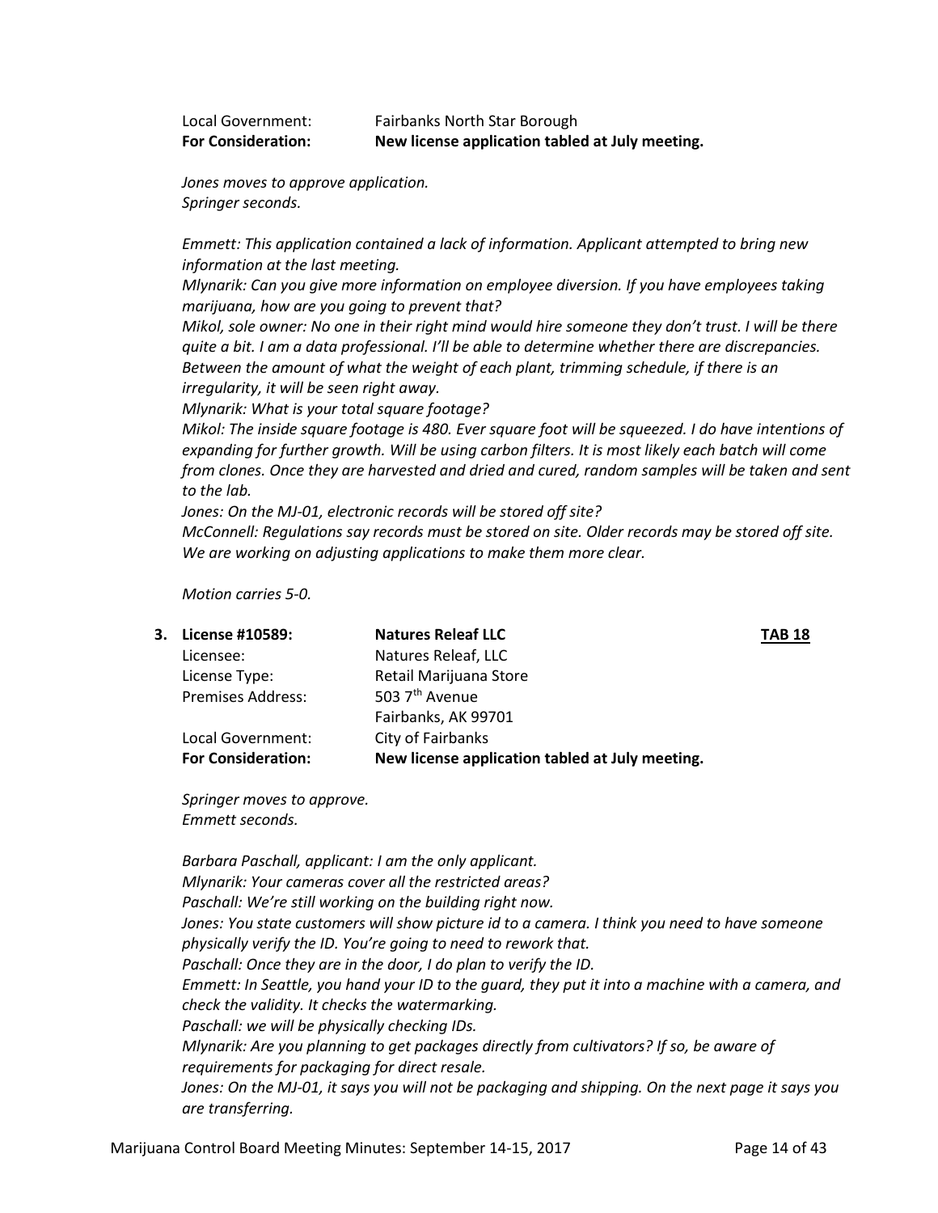Local Government: Fairbanks North Star Borough
**For Consideration: New license application tabled at July meeting.**

*Jones moves to approve application.*
*Springer seconds.*

*Emmett: This application contained a lack of information. Applicant attempted to bring new information at the last meeting.*
*Mlynarik: Can you give more information on employee diversion. If you have employees taking marijuana, how are you going to prevent that?*
*Mikol, sole owner: No one in their right mind would hire someone they don't trust. I will be there quite a bit. I am a data professional. I'll be able to determine whether there are discrepancies. Between the amount of what the weight of each plant, trimming schedule, if there is an irregularity, it will be seen right away.*
*Mlynarik: What is your total square footage?*
*Mikol: The inside square footage is 480. Ever square foot will be squeezed. I do have intentions of expanding for further growth. Will be using carbon filters. It is most likely each batch will come from clones. Once they are harvested and dried and cured, random samples will be taken and sent to the lab.*
*Jones: On the MJ-01, electronic records will be stored off site?*
*McConnell: Regulations say records must be stored on site. Older records may be stored off site. We are working on adjusting applications to make them more clear.*

*Motion carries 5-0.*

3. **License #10589: Natures Releaf LLC** **TAB 18**
   Licensee: Natures Releaf, LLC
   License Type: Retail Marijuana Store
   Premises Address: 503 7th Avenue
   Fairbanks, AK 99701
   Local Government: City of Fairbanks
   **For Consideration: New license application tabled at July meeting.**

*Springer moves to approve.*
*Emmett seconds.*

*Barbara Paschall, applicant: I am the only applicant.*
*Mlynarik: Your cameras cover all the restricted areas?*
*Paschall: We're still working on the building right now.*
*Jones: You state customers will show picture id to a camera. I think you need to have someone physically verify the ID. You're going to need to rework that.*
*Paschall: Once they are in the door, I do plan to verify the ID.*
*Emmett: In Seattle, you hand your ID to the guard, they put it into a machine with a camera, and check the validity. It checks the watermarking.*
*Paschall: we will be physically checking IDs.*
*Mlynarik: Are you planning to get packages directly from cultivators? If so, be aware of requirements for packaging for direct resale.*
*Jones: On the MJ-01, it says you will not be packaging and shipping. On the next page it says you are transferring.*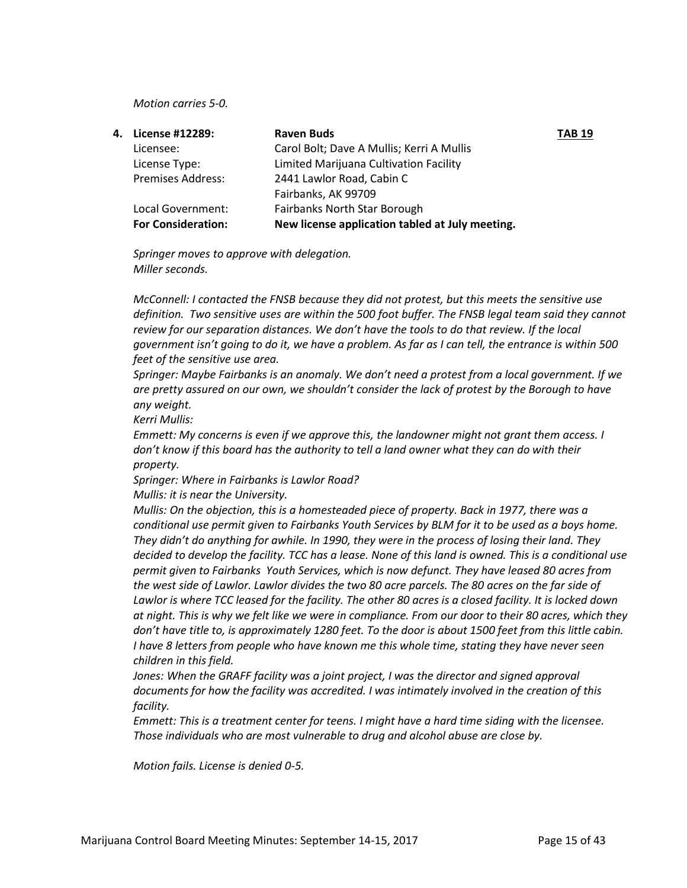*Motion carries 5-0.*

4. **License #12289:** **Raven Buds** **TAB 19**

| | |
|---|---|
| Licensee: | Carol Bolt; Dave A Mullis; Kerri A Mullis |
| License Type: | Limited Marijuana Cultivation Facility |
| Premises Address: | 2441 Lawlor Road, Cabin C<br>Fairbanks, AK 99709 |
| Local Government: | Fairbanks North Star Borough |
| **For Consideration:** | **New license application tabled at July meeting.** |

*Springer moves to approve with delegation.*
*Miller seconds.*

*McConnell: I contacted the FNSB because they did not protest, but this meets the sensitive use definition. Two sensitive uses are within the 500 foot buffer. The FNSB legal team said they cannot review for our separation distances. We don't have the tools to do that review. If the local government isn't going to do it, we have a problem. As far as I can tell, the entrance is within 500 feet of the sensitive use area.*
*Springer: Maybe Fairbanks is an anomaly. We don't need a protest from a local government. If we are pretty assured on our own, we shouldn't consider the lack of protest by the Borough to have any weight.*
*Kerri Mullis:*
*Emmett: My concerns is even if we approve this, the landowner might not grant them access. I don't know if this board has the authority to tell a land owner what they can do with their property.*
*Springer: Where in Fairbanks is Lawlor Road?*
*Mullis: it is near the University.*
*Mullis: On the objection, this is a homesteaded piece of property. Back in 1977, there was a conditional use permit given to Fairbanks Youth Services by BLM for it to be used as a boys home. They didn't do anything for awhile. In 1990, they were in the process of losing their land. They decided to develop the facility. TCC has a lease. None of this land is owned. This is a conditional use permit given to Fairbanks Youth Services, which is now defunct. They have leased 80 acres from the west side of Lawlor. Lawlor divides the two 80 acre parcels. The 80 acres on the far side of Lawlor is where TCC leased for the facility. The other 80 acres is a closed facility. It is locked down at night. This is why we felt like we were in compliance. From our door to their 80 acres, which they don't have title to, is approximately 1280 feet. To the door is about 1500 feet from this little cabin. I have 8 letters from people who have known me this whole time, stating they have never seen children in this field.*
*Jones: When the GRAFF facility was a joint project, I was the director and signed approval documents for how the facility was accredited. I was intimately involved in the creation of this facility.*
*Emmett: This is a treatment center for teens. I might have a hard time siding with the licensee. Those individuals who are most vulnerable to drug and alcohol abuse are close by.*

*Motion fails. License is denied 0-5.*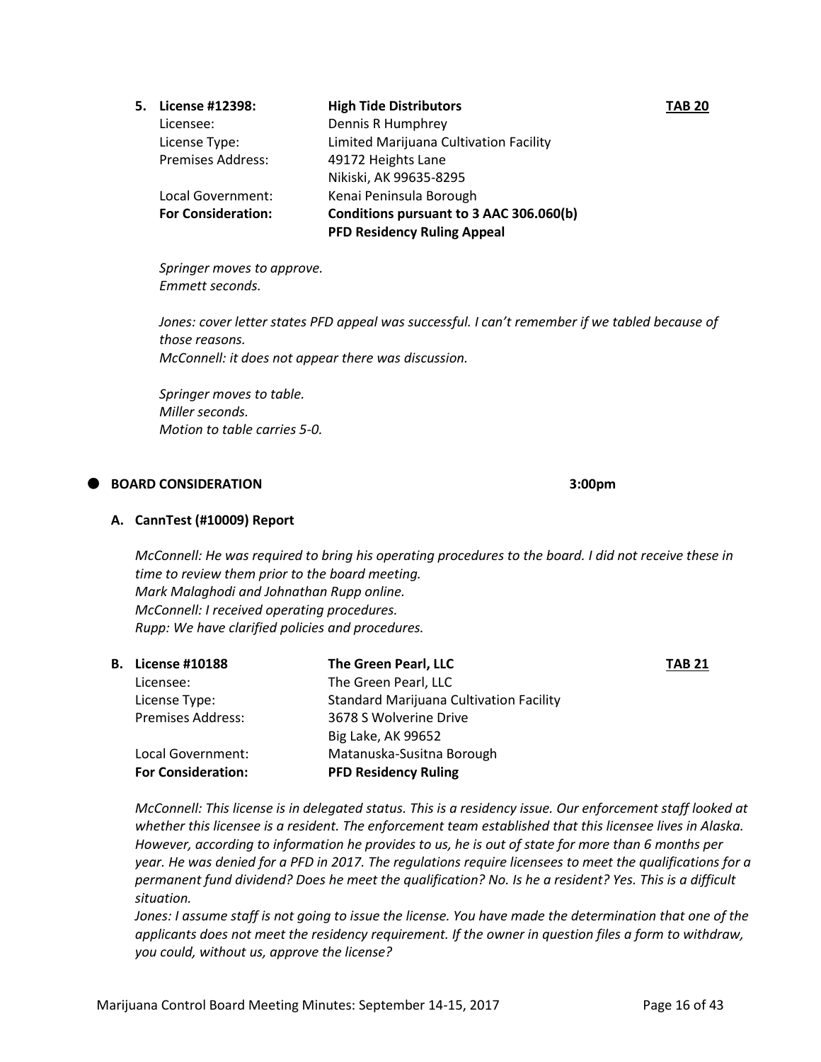**5. License #12398:** **High Tide Distributors** **TAB 20**

| | |
|---|---|
| Licensee: | Dennis R Humphrey |
| License Type: | Limited Marijuana Cultivation Facility |
| Premises Address: | 49172 Heights Lane<br>Nikiski, AK 99635-8295 |
| Local Government: | Kenai Peninsula Borough |
| **For Consideration:** | **Conditions pursuant to 3 AAC 306.060(b)**<br>**PFD Residency Ruling Appeal** |

*Springer moves to approve.*
*Emmett seconds.*

*Jones: cover letter states PFD appeal was successful. I can't remember if we tabled because of those reasons.*
*McConnell: it does not appear there was discussion.*

*Springer moves to table.*
*Miller seconds.*
*Motion to table carries 5-0.*

## BOARD CONSIDERATION 3:00pm

### A. CannTest (#10009) Report

*McConnell: He was required to bring his operating procedures to the board. I did not receive these in time to review them prior to the board meeting.*
*Mark Malaghodi and Johnathan Rupp online.*
*McConnell: I received operating procedures.*
*Rupp: We have clarified policies and procedures.*

### B. License #10188 — The Green Pearl, LLC — TAB 21

| | |
|---|---|
| Licensee: | The Green Pearl, LLC |
| License Type: | Standard Marijuana Cultivation Facility |
| Premises Address: | 3678 S Wolverine Drive<br>Big Lake, AK 99652 |
| Local Government: | Matanuska-Susitna Borough |
| **For Consideration:** | **PFD Residency Ruling** |

*McConnell: This license is in delegated status. This is a residency issue. Our enforcement staff looked at whether this licensee is a resident. The enforcement team established that this licensee lives in Alaska. However, according to information he provides to us, he is out of state for more than 6 months per year. He was denied for a PFD in 2017. The regulations require licensees to meet the qualifications for a permanent fund dividend? Does he meet the qualification? No. Is he a resident? Yes. This is a difficult situation.*
*Jones: I assume staff is not going to issue the license. You have made the determination that one of the applicants does not meet the residency requirement. If the owner in question files a form to withdraw, you could, without us, approve the license?*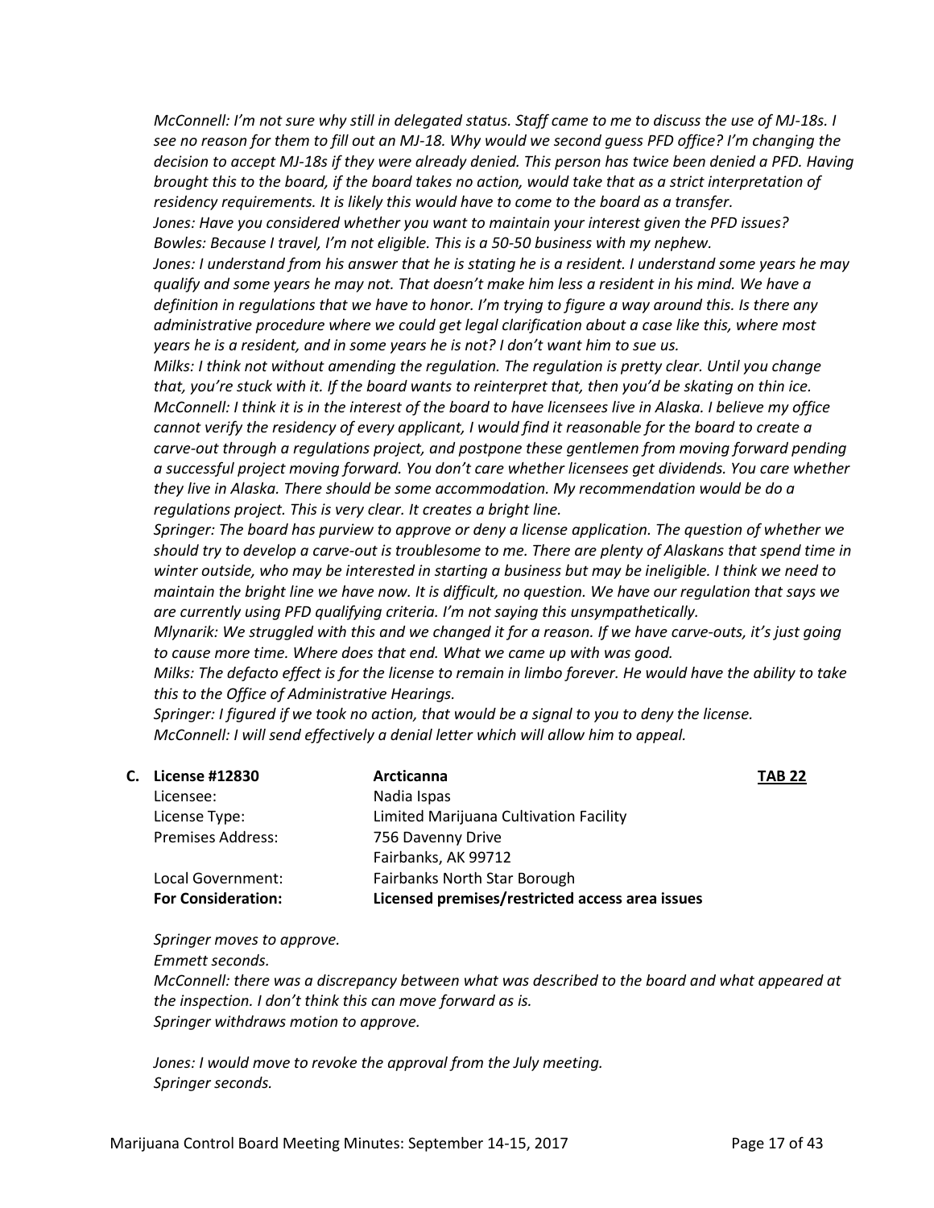*McConnell: I'm not sure why still in delegated status. Staff came to me to discuss the use of MJ-18s. I see no reason for them to fill out an MJ-18. Why would we second guess PFD office? I'm changing the decision to accept MJ-18s if they were already denied. This person has twice been denied a PFD. Having brought this to the board, if the board takes no action, would take that as a strict interpretation of residency requirements. It is likely this would have to come to the board as a transfer.*
*Jones: Have you considered whether you want to maintain your interest given the PFD issues?*
*Bowles: Because I travel, I'm not eligible. This is a 50-50 business with my nephew.*
*Jones: I understand from his answer that he is stating he is a resident. I understand some years he may qualify and some years he may not. That doesn't make him less a resident in his mind. We have a definition in regulations that we have to honor. I'm trying to figure a way around this. Is there any administrative procedure where we could get legal clarification about a case like this, where most years he is a resident, and in some years he is not? I don't want him to sue us.*
*Milks: I think not without amending the regulation. The regulation is pretty clear. Until you change that, you're stuck with it. If the board wants to reinterpret that, then you'd be skating on thin ice.*
*McConnell: I think it is in the interest of the board to have licensees live in Alaska. I believe my office cannot verify the residency of every applicant, I would find it reasonable for the board to create a carve-out through a regulations project, and postpone these gentlemen from moving forward pending a successful project moving forward. You don't care whether licensees get dividends. You care whether they live in Alaska. There should be some accommodation. My recommendation would be do a regulations project. This is very clear. It creates a bright line.*
*Springer: The board has purview to approve or deny a license application. The question of whether we should try to develop a carve-out is troublesome to me. There are plenty of Alaskans that spend time in winter outside, who may be interested in starting a business but may be ineligible. I think we need to maintain the bright line we have now. It is difficult, no question. We have our regulation that says we are currently using PFD qualifying criteria. I'm not saying this unsympathetically.*
*Mlynarik: We struggled with this and we changed it for a reason. If we have carve-outs, it's just going to cause more time. Where does that end. What we came up with was good.*
*Milks: The defacto effect is for the license to remain in limbo forever. He would have the ability to take this to the Office of Administrative Hearings.*
*Springer: I figured if we took no action, that would be a signal to you to deny the license.*
*McConnell: I will send effectively a denial letter which will allow him to appeal.*

**C. License #12830** — **Arcticanna** — **TAB 22**

| | |
|---|---|
| Licensee: | Nadia Ispas |
| License Type: | Limited Marijuana Cultivation Facility |
| Premises Address: | 756 Davenny Drive<br>Fairbanks, AK 99712 |
| Local Government: | Fairbanks North Star Borough |
| **For Consideration:** | **Licensed premises/restricted access area issues** |

*Springer moves to approve.*
*Emmett seconds.*
*McConnell: there was a discrepancy between what was described to the board and what appeared at the inspection. I don't think this can move forward as is.*
*Springer withdraws motion to approve.*

*Jones: I would move to revoke the approval from the July meeting.*
*Springer seconds.*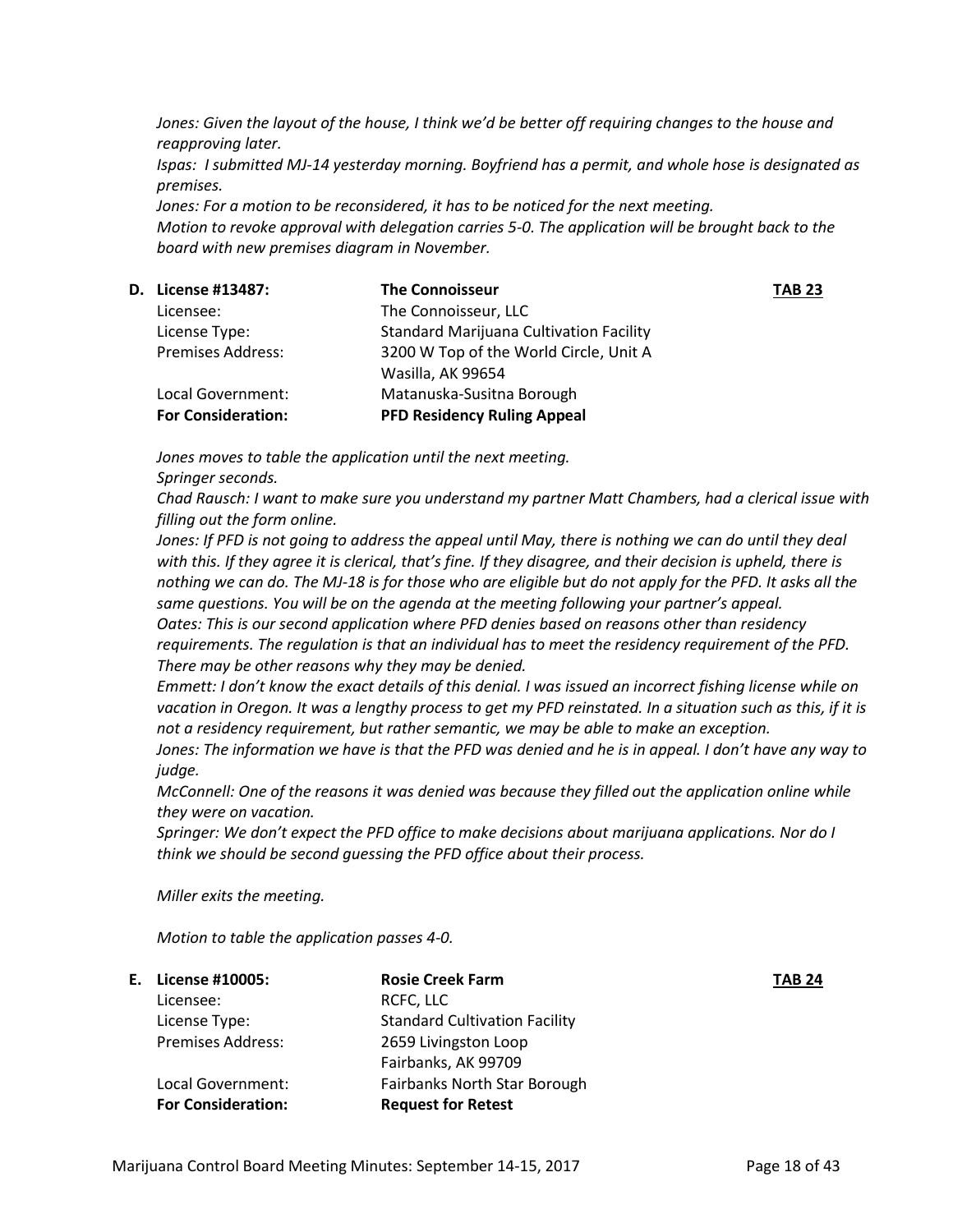*Jones: Given the layout of the house, I think we'd be better off requiring changes to the house and reapproving later.*

*Ispas: I submitted MJ-14 yesterday morning. Boyfriend has a permit, and whole hose is designated as premises.*

*Jones: For a motion to be reconsidered, it has to be noticed for the next meeting.*

*Motion to revoke approval with delegation carries 5-0. The application will be brought back to the board with new premises diagram in November.*

**D. License #13487:** **The Connoisseur** **TAB 23**

| | |
|---|---|
| Licensee: | The Connoisseur, LLC |
| License Type: | Standard Marijuana Cultivation Facility |
| Premises Address: | 3200 W Top of the World Circle, Unit A<br>Wasilla, AK 99654 |
| Local Government: | Matanuska-Susitna Borough |
| **For Consideration:** | **PFD Residency Ruling Appeal** |

*Jones moves to table the application until the next meeting.*

*Springer seconds.*

*Chad Rausch: I want to make sure you understand my partner Matt Chambers, had a clerical issue with filling out the form online.*

*Jones: If PFD is not going to address the appeal until May, there is nothing we can do until they deal with this. If they agree it is clerical, that's fine. If they disagree, and their decision is upheld, there is nothing we can do. The MJ-18 is for those who are eligible but do not apply for the PFD. It asks all the same questions. You will be on the agenda at the meeting following your partner's appeal.*

*Oates: This is our second application where PFD denies based on reasons other than residency requirements. The regulation is that an individual has to meet the residency requirement of the PFD. There may be other reasons why they may be denied.*

*Emmett: I don't know the exact details of this denial. I was issued an incorrect fishing license while on vacation in Oregon. It was a lengthy process to get my PFD reinstated. In a situation such as this, if it is not a residency requirement, but rather semantic, we may be able to make an exception.*

*Jones: The information we have is that the PFD was denied and he is in appeal. I don't have any way to judge.*

*McConnell: One of the reasons it was denied was because they filled out the application online while they were on vacation.*

*Springer: We don't expect the PFD office to make decisions about marijuana applications. Nor do I think we should be second guessing the PFD office about their process.*

*Miller exits the meeting.*

*Motion to table the application passes 4-0.*

**E. License #10005:** **Rosie Creek Farm** **TAB 24**

| | |
|---|---|
| Licensee: | RCFC, LLC |
| License Type: | Standard Cultivation Facility |
| Premises Address: | 2659 Livingston Loop<br>Fairbanks, AK 99709 |
| Local Government: | Fairbanks North Star Borough |
| **For Consideration:** | **Request for Retest** |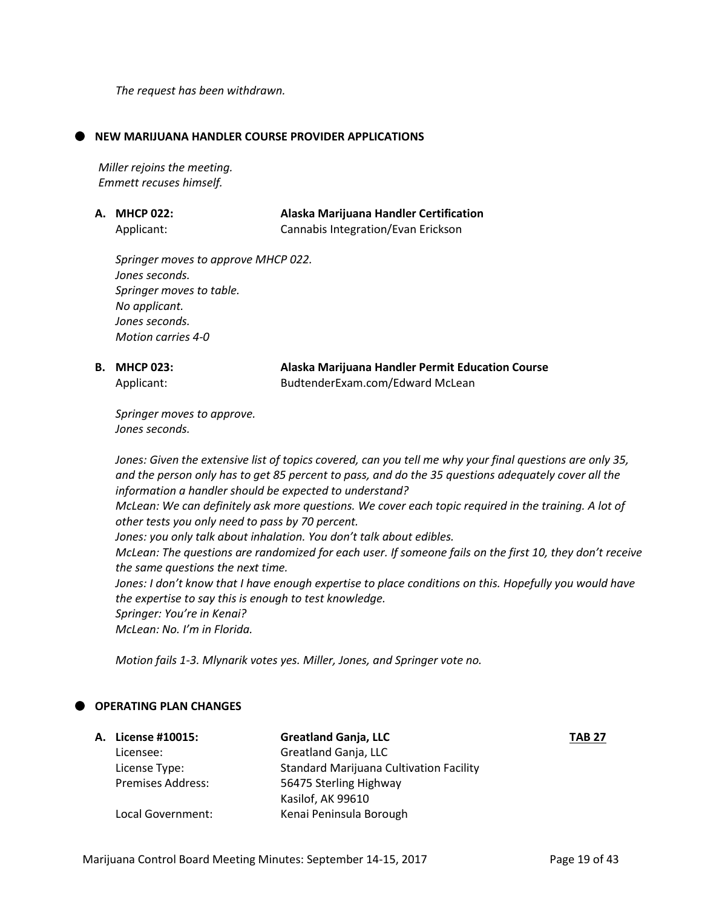*The request has been withdrawn.*

## NEW MARIJUANA HANDLER COURSE PROVIDER APPLICATIONS

*Miller rejoins the meeting.*
*Emmett recuses himself.*

**A. MHCP 022:** **Alaska Marijuana Handler Certification**
Applicant: Cannabis Integration/Evan Erickson

*Springer moves to approve MHCP 022.*
*Jones seconds.*
*Springer moves to table.*
*No applicant.*
*Jones seconds.*
*Motion carries 4-0*

**B. MHCP 023:** **Alaska Marijuana Handler Permit Education Course**
Applicant: BudtenderExam.com/Edward McLean

*Springer moves to approve.*
*Jones seconds.*

*Jones: Given the extensive list of topics covered, can you tell me why your final questions are only 35, and the person only has to get 85 percent to pass, and do the 35 questions adequately cover all the information a handler should be expected to understand?*
*McLean: We can definitely ask more questions. We cover each topic required in the training. A lot of other tests you only need to pass by 70 percent.*
*Jones: you only talk about inhalation. You don't talk about edibles.*
*McLean: The questions are randomized for each user. If someone fails on the first 10, they don't receive the same questions the next time.*
*Jones: I don't know that I have enough expertise to place conditions on this. Hopefully you would have the expertise to say this is enough to test knowledge.*
*Springer: You're in Kenai?*
*McLean: No. I'm in Florida.*

*Motion fails 1-3. Mlynarik votes yes. Miller, Jones, and Springer vote no.*

## OPERATING PLAN CHANGES

**A. License #10015:** **Greatland Ganja, LLC** **TAB 27**

| | |
|---|---|
| Licensee: | Greatland Ganja, LLC |
| License Type: | Standard Marijuana Cultivation Facility |
| Premises Address: | 56475 Sterling Highway<br>Kasilof, AK 99610 |
| Local Government: | Kenai Peninsula Borough |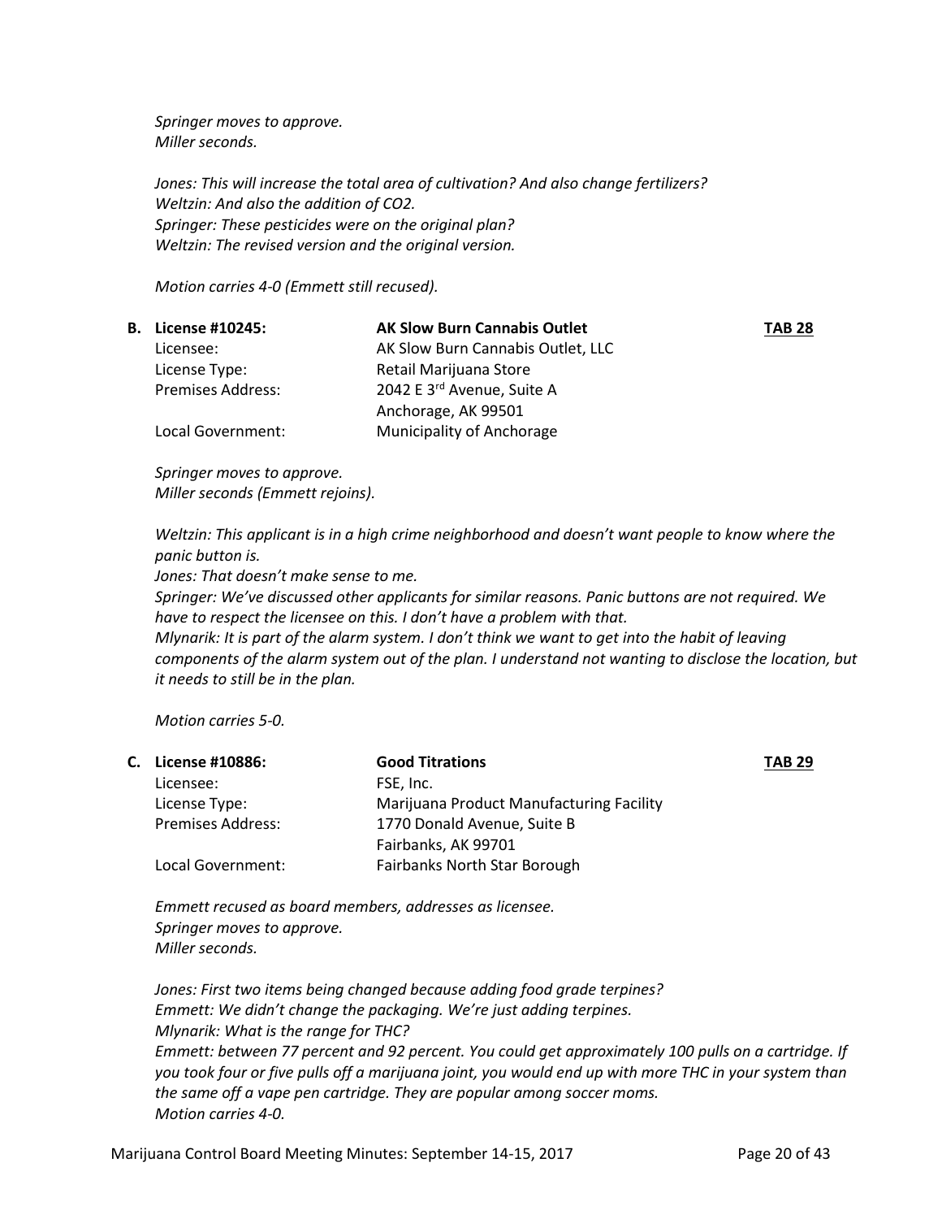*Springer moves to approve.*
*Miller seconds.*

*Jones: This will increase the total area of cultivation? And also change fertilizers?*
*Weltzin: And also the addition of $CO_2$.*
*Springer: These pesticides were on the original plan?*
*Weltzin: The revised version and the original version.*

*Motion carries 4-0 (Emmett still recused).*

**B. License #10245:** **AK Slow Burn Cannabis Outlet** **TAB 28**

| | |
|---|---|
| Licensee: | AK Slow Burn Cannabis Outlet, LLC |
| License Type: | Retail Marijuana Store |
| Premises Address: | 2042 E 3rd Avenue, Suite A<br>Anchorage, AK 99501 |
| Local Government: | Municipality of Anchorage |

*Springer moves to approve.*
*Miller seconds (Emmett rejoins).*

*Weltzin: This applicant is in a high crime neighborhood and doesn't want people to know where the panic button is.*
*Jones: That doesn't make sense to me.*
*Springer: We've discussed other applicants for similar reasons. Panic buttons are not required. We have to respect the licensee on this. I don't have a problem with that.*
*Mlynarik: It is part of the alarm system. I don't think we want to get into the habit of leaving components of the alarm system out of the plan. I understand not wanting to disclose the location, but it needs to still be in the plan.*

*Motion carries 5-0.*

**C. License #10886:** **Good Titrations** **TAB 29**

| | |
|---|---|
| Licensee: | FSE, Inc. |
| License Type: | Marijuana Product Manufacturing Facility |
| Premises Address: | 1770 Donald Avenue, Suite B<br>Fairbanks, AK 99701 |
| Local Government: | Fairbanks North Star Borough |

*Emmett recused as board members, addresses as licensee.*
*Springer moves to approve.*
*Miller seconds.*

*Jones: First two items being changed because adding food grade terpines?*
*Emmett: We didn't change the packaging. We're just adding terpines.*
*Mlynarik: What is the range for THC?*
*Emmett: between 77 percent and 92 percent. You could get approximately 100 pulls on a cartridge. If you took four or five pulls off a marijuana joint, you would end up with more THC in your system than the same off a vape pen cartridge. They are popular among soccer moms.*
*Motion carries 4-0.*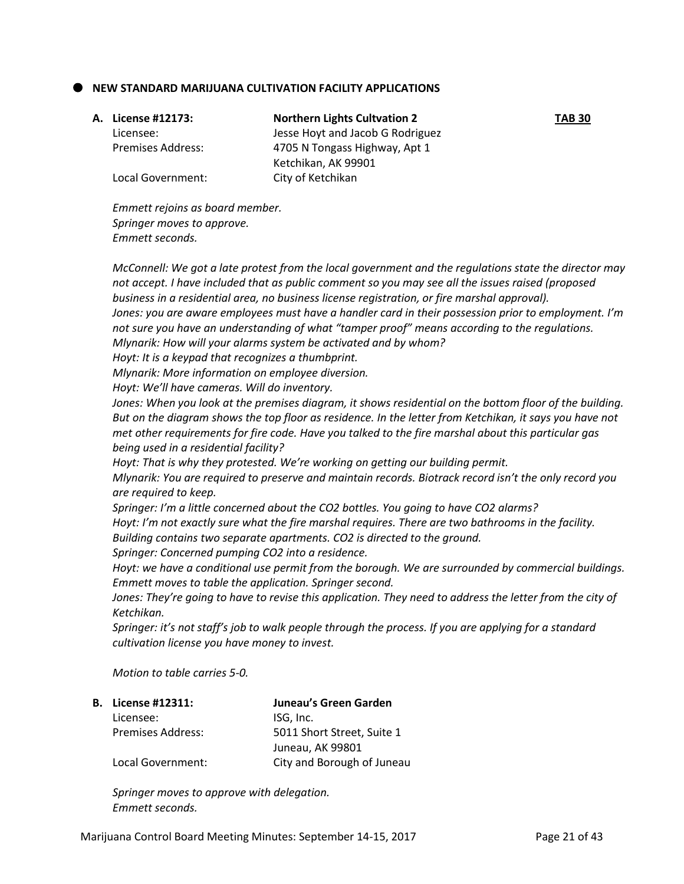- **NEW STANDARD MARIJUANA CULTIVATION FACILITY APPLICATIONS**

**A. License #12173:** **Northern Lights Cultvation 2** **TAB 30**
Licensee: Jesse Hoyt and Jacob G Rodriguez
Premises Address: 4705 N Tongass Highway, Apt 1
Ketchikan, AK 99901
Local Government: City of Ketchikan

*Emmett rejoins as board member.*
*Springer moves to approve.*
*Emmett seconds.*

*McConnell: We got a late protest from the local government and the regulations state the director may not accept. I have included that as public comment so you may see all the issues raised (proposed business in a residential area, no business license registration, or fire marshal approval).*
*Jones: you are aware employees must have a handler card in their possession prior to employment. I'm not sure you have an understanding of what "tamper proof" means according to the regulations.*
*Mlynarik: How will your alarms system be activated and by whom?*
*Hoyt: It is a keypad that recognizes a thumbprint.*
*Mlynarik: More information on employee diversion.*
*Hoyt: We'll have cameras. Will do inventory.*
*Jones: When you look at the premises diagram, it shows residential on the bottom floor of the building. But on the diagram shows the top floor as residence. In the letter from Ketchikan, it says you have not met other requirements for fire code. Have you talked to the fire marshal about this particular gas being used in a residential facility?*
*Hoyt: That is why they protested. We're working on getting our building permit.*
*Mlynarik: You are required to preserve and maintain records. Biotrack record isn't the only record you are required to keep.*
*Springer: I'm a little concerned about the CO2 bottles. You going to have CO2 alarms?*
*Hoyt: I'm not exactly sure what the fire marshal requires. There are two bathrooms in the facility. Building contains two separate apartments. CO2 is directed to the ground.*
*Springer: Concerned pumping CO2 into a residence.*
*Hoyt: we have a conditional use permit from the borough. We are surrounded by commercial buildings.*
*Emmett moves to table the application. Springer second.*
*Jones: They're going to have to revise this application. They need to address the letter from the city of Ketchikan.*
*Springer: it's not staff's job to walk people through the process. If you are applying for a standard cultivation license you have money to invest.*

*Motion to table carries 5-0.*

**B. License #12311:** **Juneau's Green Garden**
Licensee: ISG, Inc.
Premises Address: 5011 Short Street, Suite 1
Juneau, AK 99801
Local Government: City and Borough of Juneau

*Springer moves to approve with delegation.*
*Emmett seconds.*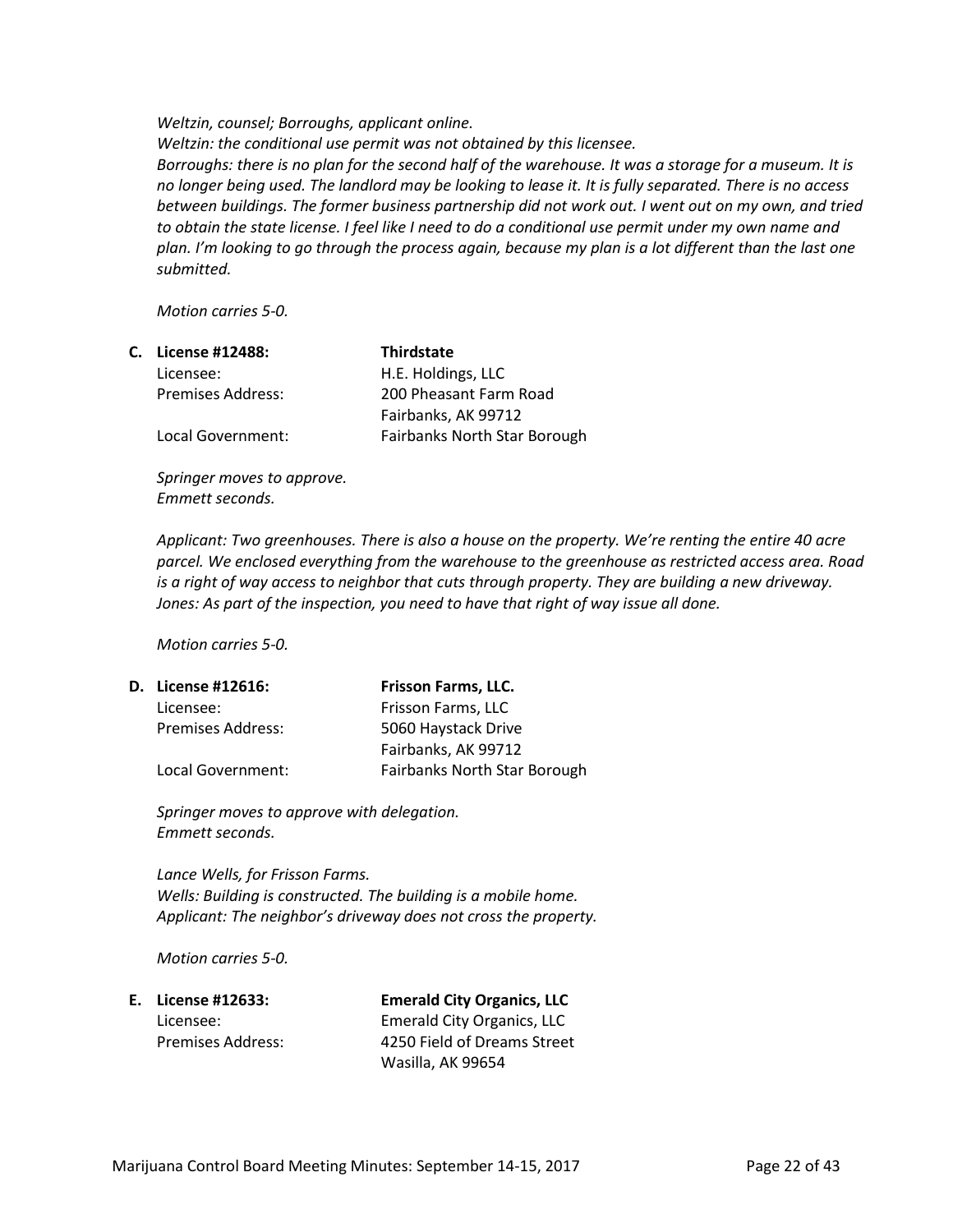*Weltzin, counsel; Borroughs, applicant online.*
*Weltzin: the conditional use permit was not obtained by this licensee.*
*Borroughs: there is no plan for the second half of the warehouse. It was a storage for a museum. It is no longer being used. The landlord may be looking to lease it. It is fully separated. There is no access between buildings. The former business partnership did not work out. I went out on my own, and tried to obtain the state license. I feel like I need to do a conditional use permit under my own name and plan. I'm looking to go through the process again, because my plan is a lot different than the last one submitted.*

*Motion carries 5-0.*

**C. License #12488:** **Thirdstate**
Licensee: H.E. Holdings, LLC
Premises Address: 200 Pheasant Farm Road
Fairbanks, AK 99712
Local Government: Fairbanks North Star Borough

*Springer moves to approve.*
*Emmett seconds.*

*Applicant: Two greenhouses. There is also a house on the property. We're renting the entire 40 acre parcel. We enclosed everything from the warehouse to the greenhouse as restricted access area. Road is a right of way access to neighbor that cuts through property. They are building a new driveway.*
*Jones: As part of the inspection, you need to have that right of way issue all done.*

*Motion carries 5-0.*

**D. License #12616:** **Frisson Farms, LLC.**
Licensee: Frisson Farms, LLC
Premises Address: 5060 Haystack Drive
Fairbanks, AK 99712
Local Government: Fairbanks North Star Borough

*Springer moves to approve with delegation.*
*Emmett seconds.*

*Lance Wells, for Frisson Farms.*
*Wells: Building is constructed. The building is a mobile home.*
*Applicant: The neighbor's driveway does not cross the property.*

*Motion carries 5-0.*

**E. License #12633:** **Emerald City Organics, LLC**
Licensee: Emerald City Organics, LLC
Premises Address: 4250 Field of Dreams Street
Wasilla, AK 99654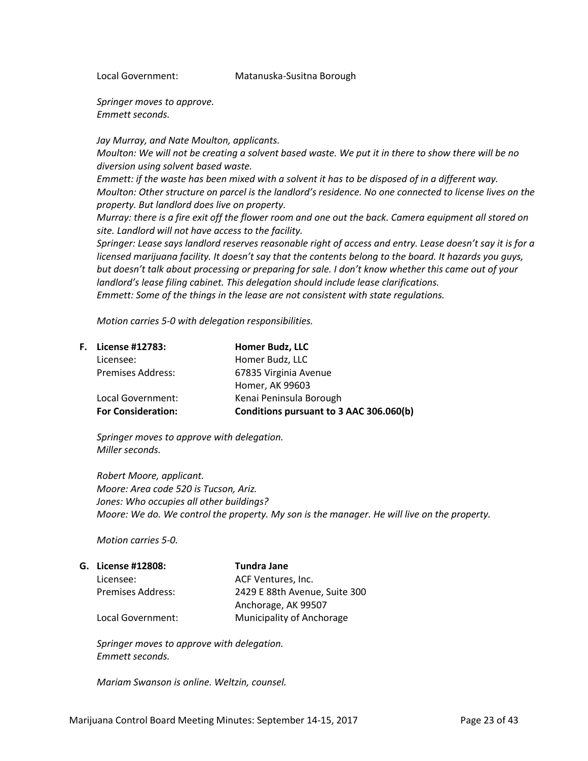Local Government: Matanuska-Susitna Borough

*Springer moves to approve.*
*Emmett seconds.*

*Jay Murray, and Nate Moulton, applicants.*
*Moulton: We will not be creating a solvent based waste. We put it in there to show there will be no diversion using solvent based waste.*
*Emmett: if the waste has been mixed with a solvent it has to be disposed of in a different way.*
*Moulton: Other structure on parcel is the landlord's residence. No one connected to license lives on the property. But landlord does live on property.*
*Murray: there is a fire exit off the flower room and one out the back. Camera equipment all stored on site. Landlord will not have access to the facility.*
*Springer: Lease says landlord reserves reasonable right of access and entry. Lease doesn't say it is for a licensed marijuana facility. It doesn't say that the contents belong to the board. It hazards you guys, but doesn't talk about processing or preparing for sale. I don't know whether this came out of your landlord's lease filing cabinet. This delegation should include lease clarifications.*
*Emmett: Some of the things in the lease are not consistent with state regulations.*

*Motion carries 5-0 with delegation responsibilities.*

**F. License #12783: Homer Budz, LLC**

Licensee: Homer Budz, LLC
Premises Address: 67835 Virginia Avenue
Homer, AK 99603
Local Government: Kenai Peninsula Borough
**For Consideration: Conditions pursuant to 3 AAC 306.060(b)**

*Springer moves to approve with delegation.*
*Miller seconds.*

*Robert Moore, applicant.*
*Moore: Area code 520 is Tucson, Ariz.*
*Jones: Who occupies all other buildings?*
*Moore: We do. We control the property. My son is the manager. He will live on the property.*

*Motion carries 5-0.*

**G. License #12808: Tundra Jane**

Licensee: ACF Ventures, Inc.
Premises Address: 2429 E 88th Avenue, Suite 300
Anchorage, AK 99507
Local Government: Municipality of Anchorage

*Springer moves to approve with delegation.*
*Emmett seconds.*

*Mariam Swanson is online. Weltzin, counsel.*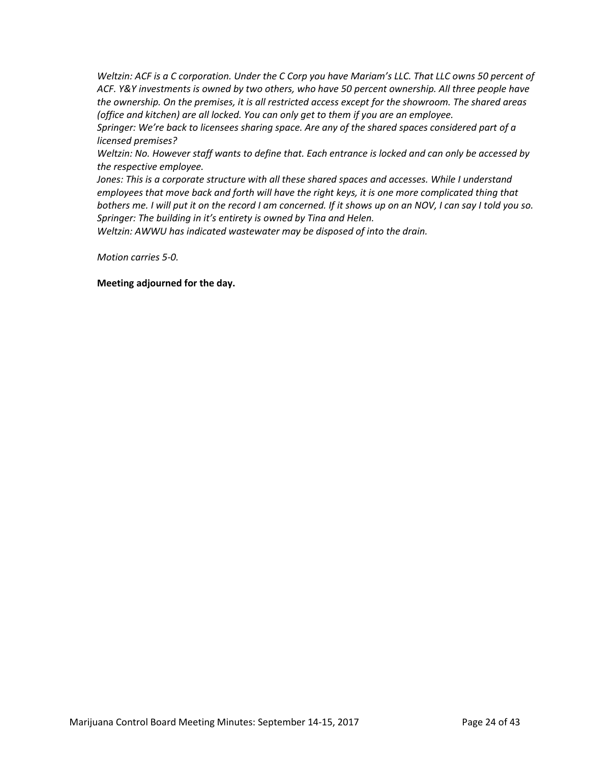*Weltzin: ACF is a C corporation. Under the C Corp you have Mariam's LLC. That LLC owns 50 percent of ACF. Y&Y investments is owned by two others, who have 50 percent ownership. All three people have the ownership. On the premises, it is all restricted access except for the showroom. The shared areas (office and kitchen) are all locked. You can only get to them if you are an employee.*
*Springer: We're back to licensees sharing space. Are any of the shared spaces considered part of a licensed premises?*
*Weltzin: No. However staff wants to define that. Each entrance is locked and can only be accessed by the respective employee.*
*Jones: This is a corporate structure with all these shared spaces and accesses. While I understand employees that move back and forth will have the right keys, it is one more complicated thing that bothers me. I will put it on the record I am concerned. If it shows up on an NOV, I can say I told you so.*
*Springer: The building in it's entirety is owned by Tina and Helen.*
*Weltzin: AWWU has indicated wastewater may be disposed of into the drain.*

*Motion carries 5-0.*

**Meeting adjourned for the day.**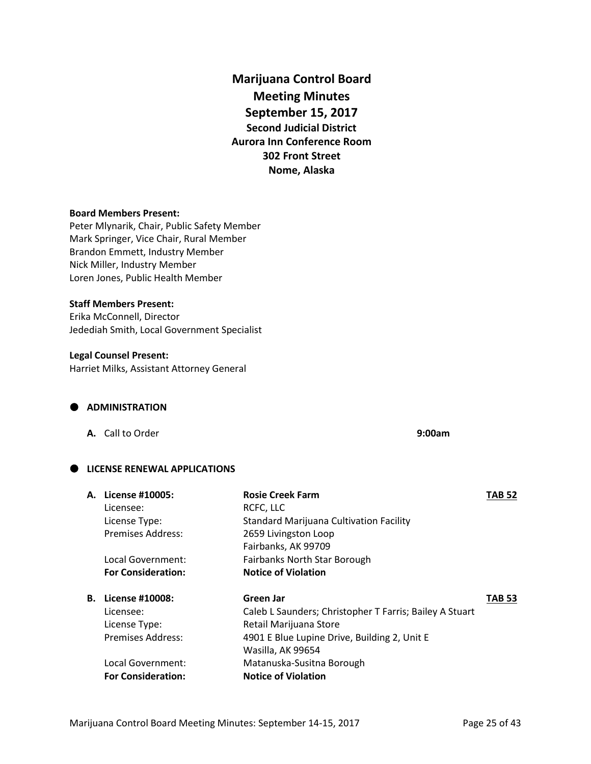# Marijuana Control Board
## Meeting Minutes
## September 15, 2017
### Second Judicial District
### Aurora Inn Conference Room
### 302 Front Street
### Nome, Alaska

**Board Members Present:**
Peter Mlynarik, Chair, Public Safety Member
Mark Springer, Vice Chair, Rural Member
Brandon Emmett, Industry Member
Nick Miller, Industry Member
Loren Jones, Public Health Member

**Staff Members Present:**
Erika McConnell, Director
Jedediah Smith, Local Government Specialist

**Legal Counsel Present:**
Harriet Milks, Assistant Attorney General

## ● ADMINISTRATION

**A.** Call to Order **9:00am**

## ● LICENSE RENEWAL APPLICATIONS

**A. License #10005:** **Rosie Creek Farm** **TAB 52**
Licensee: RCFC, LLC
License Type: Standard Marijuana Cultivation Facility
Premises Address: 2659 Livingston Loop
Fairbanks, AK 99709
Local Government: Fairbanks North Star Borough
**For Consideration:** **Notice of Violation**

**B. License #10008:** **Green Jar** **TAB 53**
Licensee: Caleb L Saunders; Christopher T Farris; Bailey A Stuart
License Type: Retail Marijuana Store
Premises Address: 4901 E Blue Lupine Drive, Building 2, Unit E
Wasilla, AK 99654
Local Government: Matanuska-Susitna Borough
**For Consideration:** **Notice of Violation**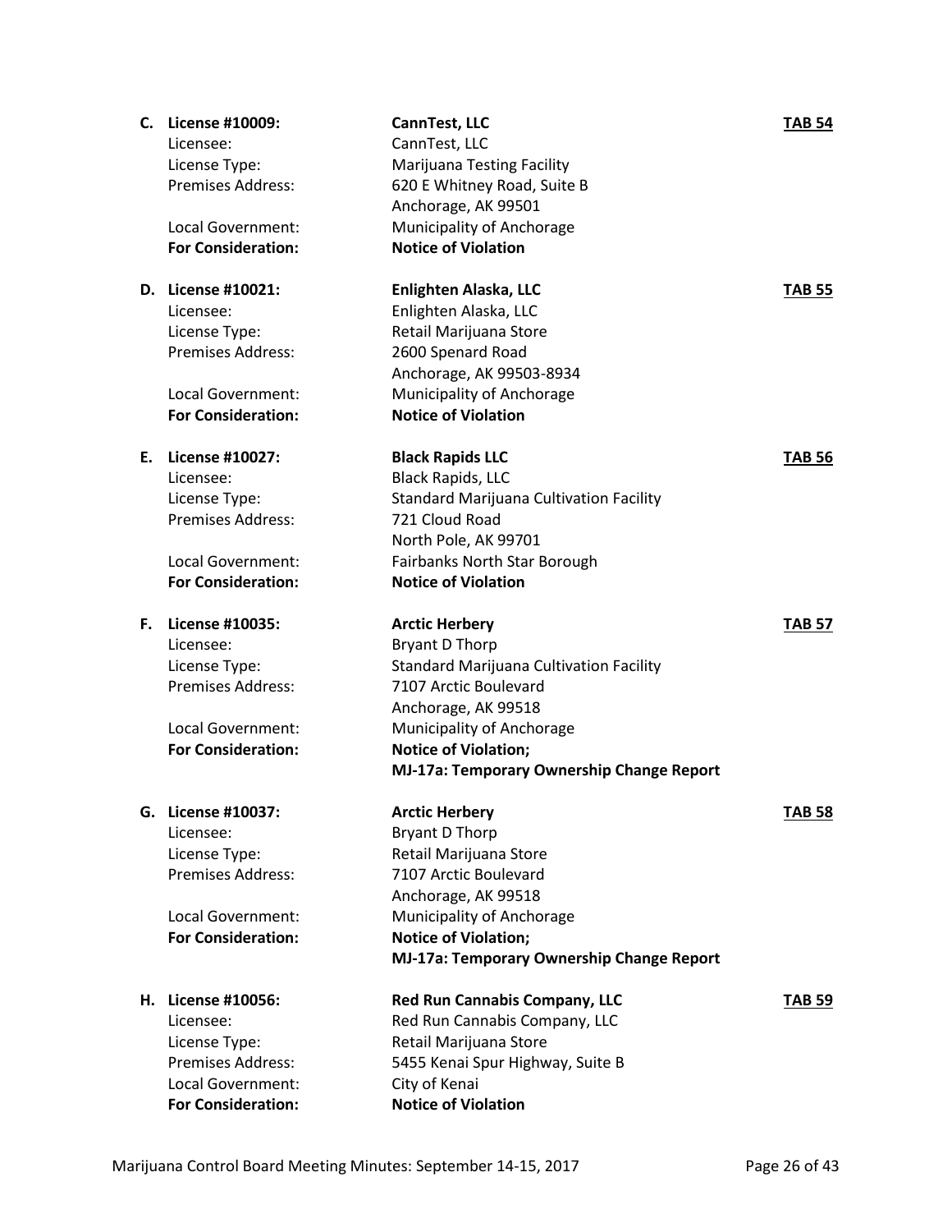**C. License #10009:** **CannTest, LLC** **TAB 54**

Licensee: CannTest, LLC
License Type: Marijuana Testing Facility
Premises Address: 620 E Whitney Road, Suite B
Anchorage, AK 99501
Local Government: Municipality of Anchorage
**For Consideration:** **Notice of Violation**

**D. License #10021:** **Enlighten Alaska, LLC** **TAB 55**

Licensee: Enlighten Alaska, LLC
License Type: Retail Marijuana Store
Premises Address: 2600 Spenard Road
Anchorage, AK 99503-8934
Local Government: Municipality of Anchorage
**For Consideration:** **Notice of Violation**

**E. License #10027:** **Black Rapids LLC** **TAB 56**

Licensee: Black Rapids, LLC
License Type: Standard Marijuana Cultivation Facility
Premises Address: 721 Cloud Road
North Pole, AK 99701
Local Government: Fairbanks North Star Borough
**For Consideration:** **Notice of Violation**

**F. License #10035:** **Arctic Herbery** **TAB 57**

Licensee: Bryant D Thorp
License Type: Standard Marijuana Cultivation Facility
Premises Address: 7107 Arctic Boulevard
Anchorage, AK 99518
Local Government: Municipality of Anchorage
**For Consideration:** **Notice of Violation;**
**MJ-17a: Temporary Ownership Change Report**

**G. License #10037:** **Arctic Herbery** **TAB 58**

Licensee: Bryant D Thorp
License Type: Retail Marijuana Store
Premises Address: 7107 Arctic Boulevard
Anchorage, AK 99518
Local Government: Municipality of Anchorage
**For Consideration:** **Notice of Violation;**
**MJ-17a: Temporary Ownership Change Report**

**H. License #10056:** **Red Run Cannabis Company, LLC** **TAB 59**

Licensee: Red Run Cannabis Company, LLC
License Type: Retail Marijuana Store
Premises Address: 5455 Kenai Spur Highway, Suite B
Local Government: City of Kenai
**For Consideration:** **Notice of Violation**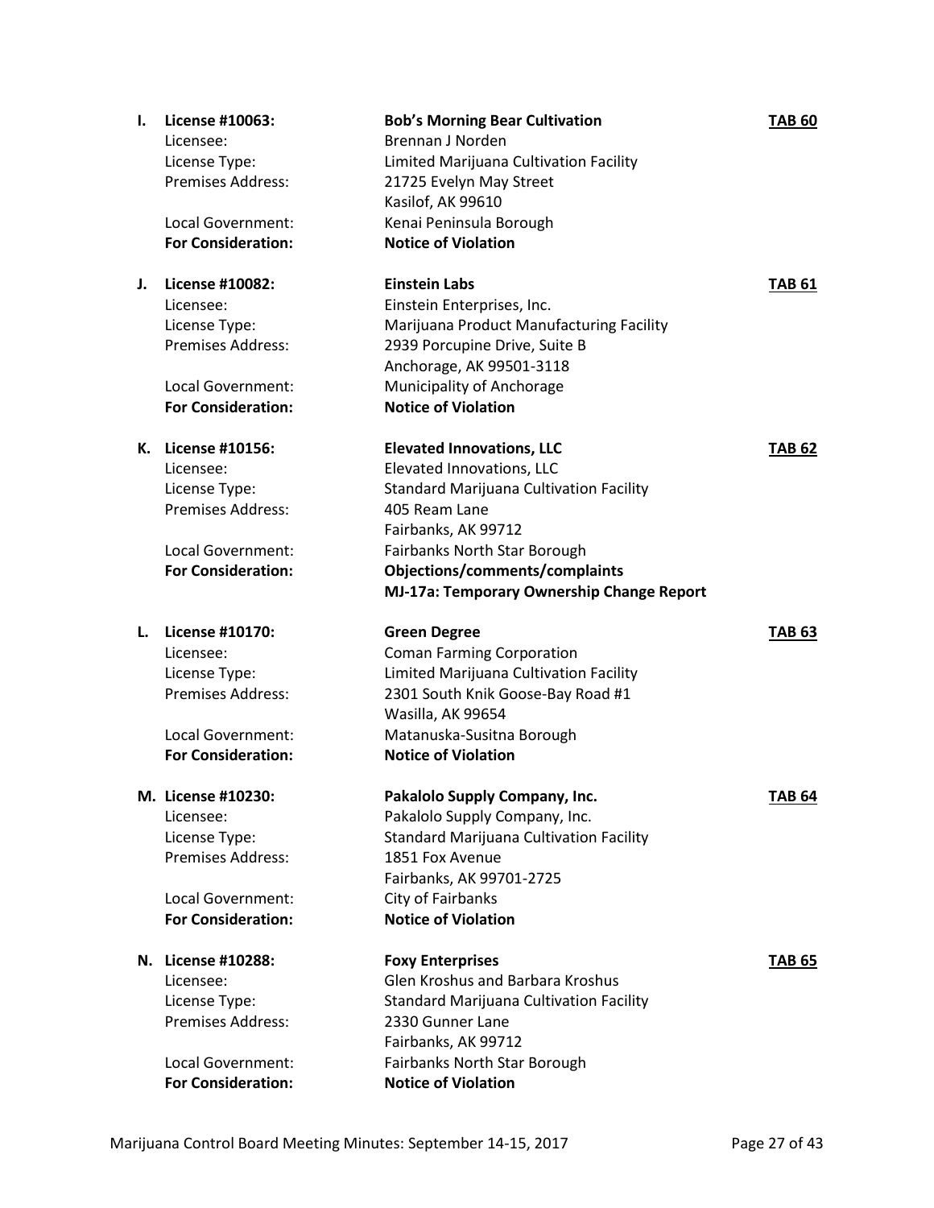**I. License #10063:** **Bob's Morning Bear Cultivation** **TAB 60**
Licensee: Brennan J Norden
License Type: Limited Marijuana Cultivation Facility
Premises Address: 21725 Evelyn May Street
Kasilof, AK 99610
Local Government: Kenai Peninsula Borough
**For Consideration:** **Notice of Violation**

**J. License #10082:** **Einstein Labs** **TAB 61**
Licensee: Einstein Enterprises, Inc.
License Type: Marijuana Product Manufacturing Facility
Premises Address: 2939 Porcupine Drive, Suite B
Anchorage, AK 99501-3118
Local Government: Municipality of Anchorage
**For Consideration:** **Notice of Violation**

**K. License #10156:** **Elevated Innovations, LLC** **TAB 62**
Licensee: Elevated Innovations, LLC
License Type: Standard Marijuana Cultivation Facility
Premises Address: 405 Ream Lane
Fairbanks, AK 99712
Local Government: Fairbanks North Star Borough
**For Consideration:** **Objections/comments/complaints**
**MJ-17a: Temporary Ownership Change Report**

**L. License #10170:** **Green Degree** **TAB 63**
Licensee: Coman Farming Corporation
License Type: Limited Marijuana Cultivation Facility
Premises Address: 2301 South Knik Goose-Bay Road #1
Wasilla, AK 99654
Local Government: Matanuska-Susitna Borough
**For Consideration:** **Notice of Violation**

**M. License #10230:** **Pakalolo Supply Company, Inc.** **TAB 64**
Licensee: Pakalolo Supply Company, Inc.
License Type: Standard Marijuana Cultivation Facility
Premises Address: 1851 Fox Avenue
Fairbanks, AK 99701-2725
Local Government: City of Fairbanks
**For Consideration:** **Notice of Violation**

**N. License #10288:** **Foxy Enterprises** **TAB 65**
Licensee: Glen Kroshus and Barbara Kroshus
License Type: Standard Marijuana Cultivation Facility
Premises Address: 2330 Gunner Lane
Fairbanks, AK 99712
Local Government: Fairbanks North Star Borough
**For Consideration:** **Notice of Violation**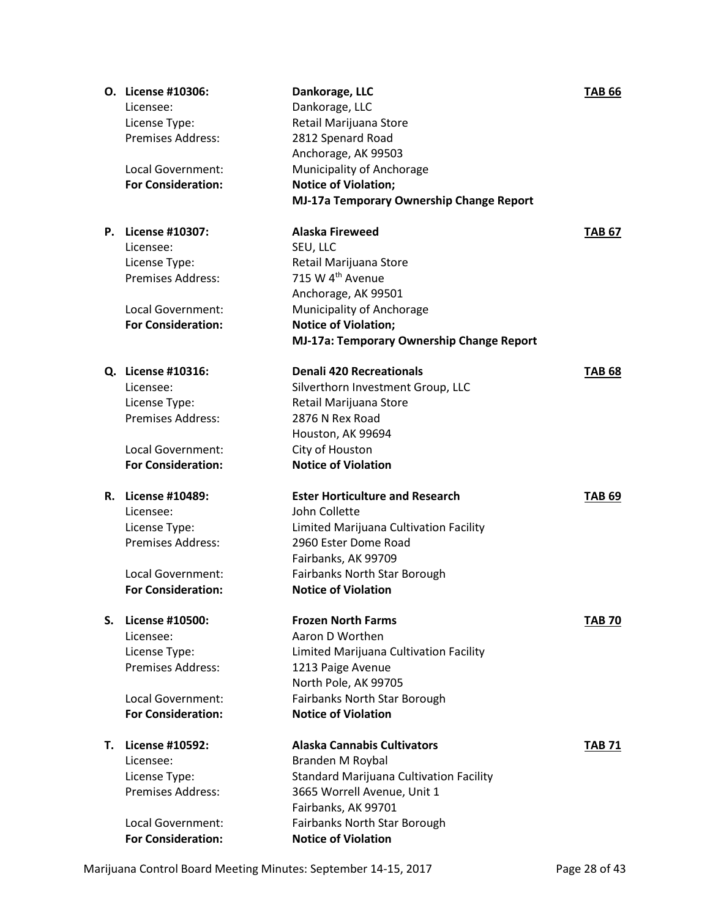**O. License #10306:** **Dankorage, LLC** **TAB 66**

Licensee: Dankorage, LLC
License Type: Retail Marijuana Store
Premises Address: 2812 Spenard Road
Anchorage, AK 99503
Local Government: Municipality of Anchorage
**For Consideration:** **Notice of Violation;**
**MJ-17a Temporary Ownership Change Report**

**P. License #10307:** **Alaska Fireweed** **TAB 67**

Licensee: SEU, LLC
License Type: Retail Marijuana Store
Premises Address: 715 W 4th Avenue
Anchorage, AK 99501
Local Government: Municipality of Anchorage
**For Consideration:** **Notice of Violation;**
**MJ-17a: Temporary Ownership Change Report**

**Q. License #10316:** **Denali 420 Recreationals** **TAB 68**

Licensee: Silverthorn Investment Group, LLC
License Type: Retail Marijuana Store
Premises Address: 2876 N Rex Road
Houston, AK 99694
Local Government: City of Houston
**For Consideration:** **Notice of Violation**

**R. License #10489:** **Ester Horticulture and Research** **TAB 69**

Licensee: John Collette
License Type: Limited Marijuana Cultivation Facility
Premises Address: 2960 Ester Dome Road
Fairbanks, AK 99709
Local Government: Fairbanks North Star Borough
**For Consideration:** **Notice of Violation**

**S. License #10500:** **Frozen North Farms** **TAB 70**

Licensee: Aaron D Worthen
License Type: Limited Marijuana Cultivation Facility
Premises Address: 1213 Paige Avenue
North Pole, AK 99705
Local Government: Fairbanks North Star Borough
**For Consideration:** **Notice of Violation**

**T. License #10592:** **Alaska Cannabis Cultivators** **TAB 71**

Licensee: Branden M Roybal
License Type: Standard Marijuana Cultivation Facility
Premises Address: 3665 Worrell Avenue, Unit 1
Fairbanks, AK 99701
Local Government: Fairbanks North Star Borough
**For Consideration:** **Notice of Violation**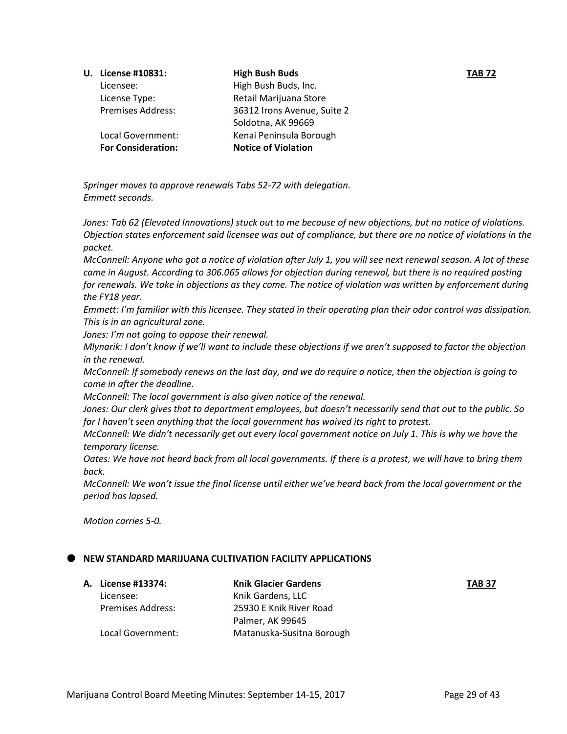**U. License #10831:** **High Bush Buds** **TAB 72**

Licensee: High Bush Buds, Inc.
License Type: Retail Marijuana Store
Premises Address: 36312 Irons Avenue, Suite 2
Soldotna, AK 99669
Local Government: Kenai Peninsula Borough
**For Consideration:** **Notice of Violation**

*Springer moves to approve renewals Tabs 52-72 with delegation.*
*Emmett seconds.*

*Jones: Tab 62 (Elevated Innovations) stuck out to me because of new objections, but no notice of violations. Objection states enforcement said licensee was out of compliance, but there are no notice of violations in the packet.*

*McConnell: Anyone who got a notice of violation after July 1, you will see next renewal season. A lot of these came in August. According to 306.065 allows for objection during renewal, but there is no required posting for renewals. We take in objections as they come. The notice of violation was written by enforcement during the FY18 year.*

*Emmett: I'm familiar with this licensee. They stated in their operating plan their odor control was dissipation. This is in an agricultural zone.*

*Jones: I'm not going to oppose their renewal.*

*Mlynarik: I don't know if we'll want to include these objections if we aren't supposed to factor the objection in the renewal.*

*McConnell: If somebody renews on the last day, and we do require a notice, then the objection is going to come in after the deadline.*

*McConnell: The local government is also given notice of the renewal.*

*Jones: Our clerk gives that to department employees, but doesn't necessarily send that out to the public. So far I haven't seen anything that the local government has waived its right to protest.*

*McConnell: We didn't necessarily get out every local government notice on July 1. This is why we have the temporary license.*

*Oates: We have not heard back from all local governments. If there is a protest, we will have to bring them back.*

*McConnell: We won't issue the final license until either we've heard back from the local government or the period has lapsed.*

*Motion carries 5-0.*

## NEW STANDARD MARIJUANA CULTIVATION FACILITY APPLICATIONS

**A. License #13374:** **Knik Glacier Gardens** **TAB 37**

Licensee: Knik Gardens, LLC
Premises Address: 25930 E Knik River Road
Palmer, AK 99645
Local Government: Matanuska-Susitna Borough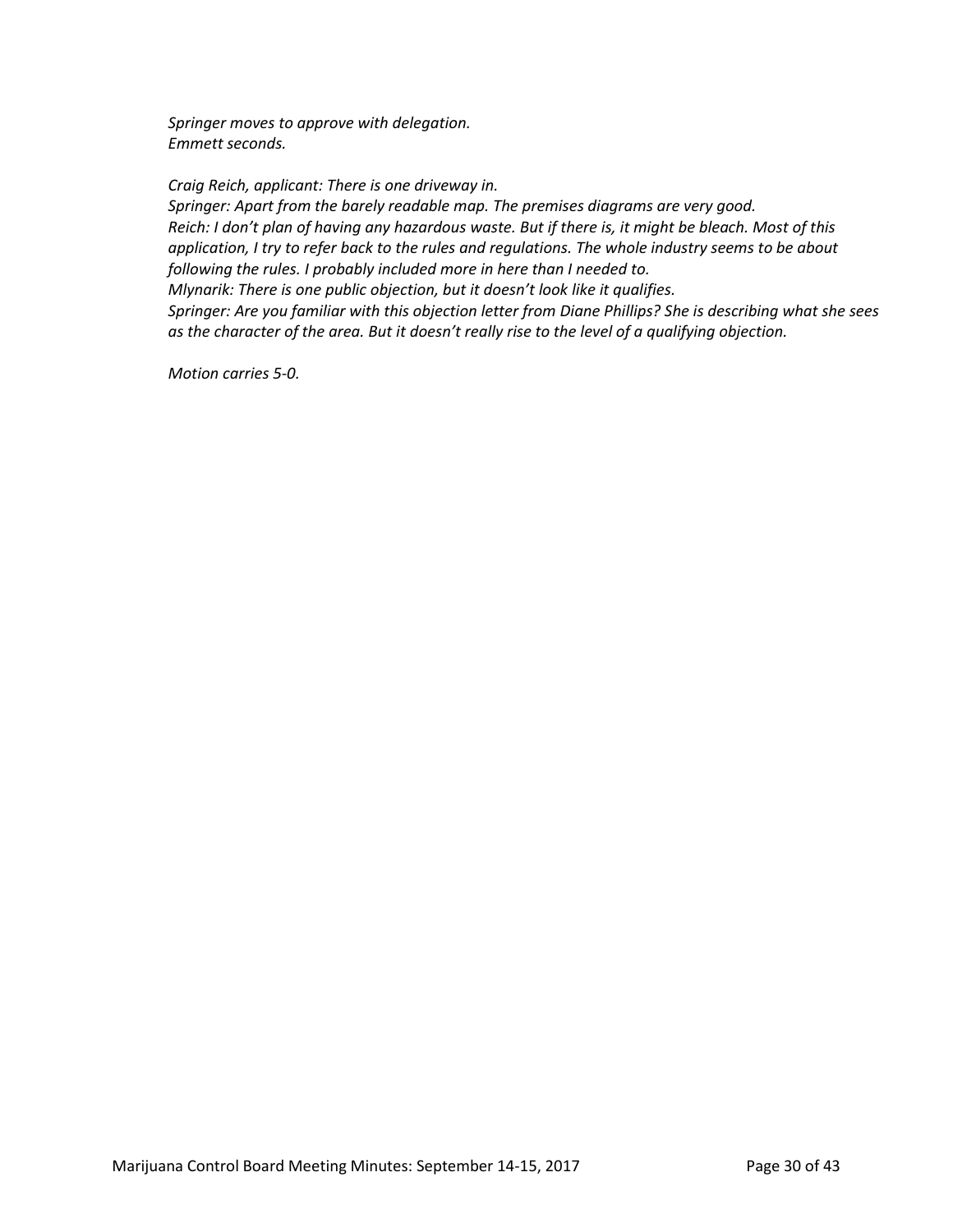*Springer moves to approve with delegation.*
*Emmett seconds.*

*Craig Reich, applicant: There is one driveway in.*
*Springer: Apart from the barely readable map. The premises diagrams are very good.*
*Reich: I don't plan of having any hazardous waste. But if there is, it might be bleach. Most of this application, I try to refer back to the rules and regulations. The whole industry seems to be about following the rules. I probably included more in here than I needed to.*
*Mlynarik: There is one public objection, but it doesn't look like it qualifies.*
*Springer: Are you familiar with this objection letter from Diane Phillips? She is describing what she sees as the character of the area. But it doesn't really rise to the level of a qualifying objection.*

*Motion carries 5-0.*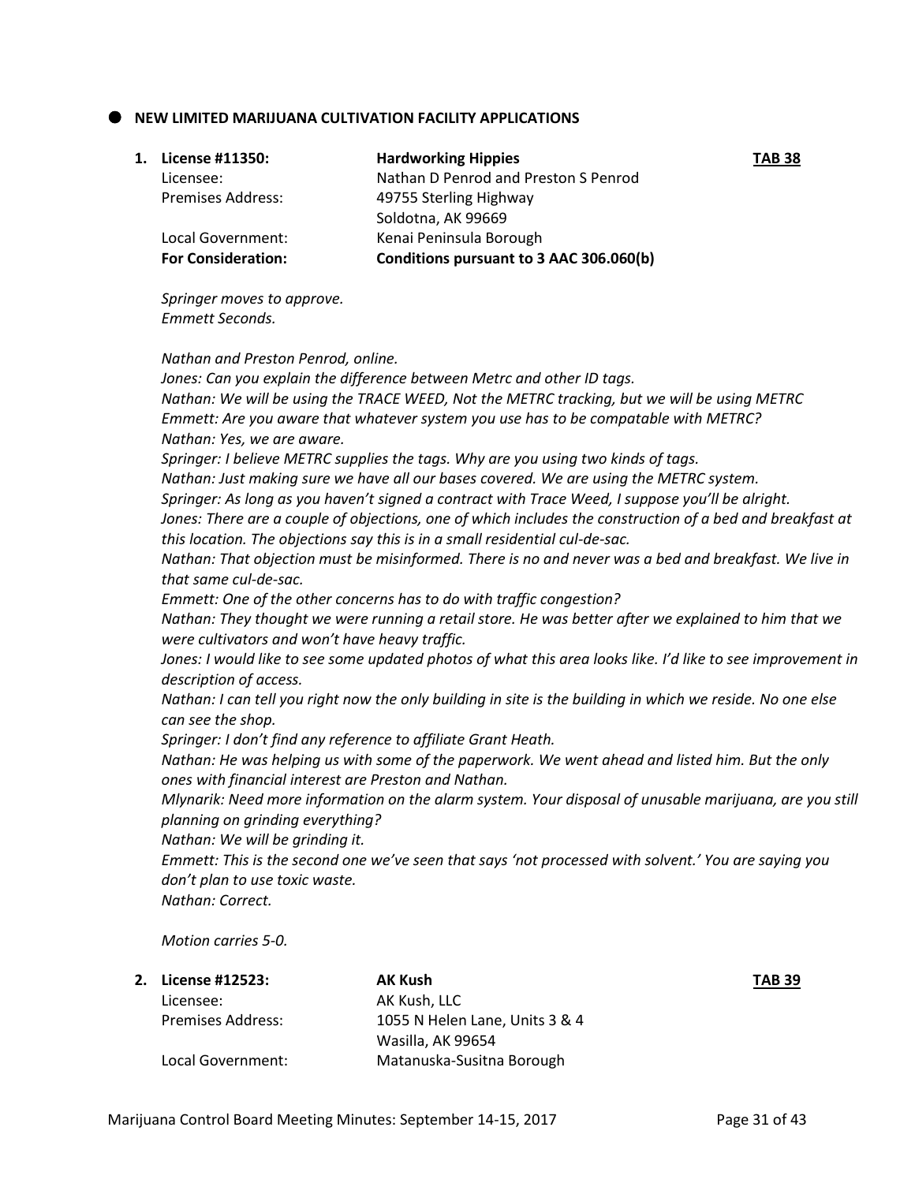- **NEW LIMITED MARIJUANA CULTIVATION FACILITY APPLICATIONS**

1. **License #11350:** **Hardworking Hippies** **TAB 38**

   Licensee: Nathan D Penrod and Preston S Penrod
   Premises Address: 49755 Sterling Highway
   Soldotna, AK 99669
   Local Government: Kenai Peninsula Borough
   **For Consideration:** **Conditions pursuant to 3 AAC 306.060(b)**

   *Springer moves to approve.*
   *Emmett Seconds.*

   *Nathan and Preston Penrod, online.*
   *Jones: Can you explain the difference between Metrc and other ID tags.*
   *Nathan: We will be using the TRACE WEED, Not the METRC tracking, but we will be using METRC*
   *Emmett: Are you aware that whatever system you use has to be compatable with METRC?*
   *Nathan: Yes, we are aware.*
   *Springer: I believe METRC supplies the tags. Why are you using two kinds of tags.*
   *Nathan: Just making sure we have all our bases covered. We are using the METRC system.*
   *Springer: As long as you haven't signed a contract with Trace Weed, I suppose you'll be alright.*
   *Jones: There are a couple of objections, one of which includes the construction of a bed and breakfast at this location. The objections say this is in a small residential cul-de-sac.*
   *Nathan: That objection must be misinformed. There is no and never was a bed and breakfast. We live in that same cul-de-sac.*
   *Emmett: One of the other concerns has to do with traffic congestion?*
   *Nathan: They thought we were running a retail store. He was better after we explained to him that we were cultivators and won't have heavy traffic.*
   *Jones: I would like to see some updated photos of what this area looks like. I'd like to see improvement in description of access.*
   *Nathan: I can tell you right now the only building in site is the building in which we reside. No one else can see the shop.*
   *Springer: I don't find any reference to affiliate Grant Heath.*
   *Nathan: He was helping us with some of the paperwork. We went ahead and listed him. But the only ones with financial interest are Preston and Nathan.*
   *Mlynarik: Need more information on the alarm system. Your disposal of unusable marijuana, are you still planning on grinding everything?*
   *Nathan: We will be grinding it.*
   *Emmett: This is the second one we've seen that says 'not processed with solvent.' You are saying you don't plan to use toxic waste.*
   *Nathan: Correct.*

   *Motion carries 5-0.*

2. **License #12523:** **AK Kush** **TAB 39**

   Licensee: AK Kush, LLC
   Premises Address: 1055 N Helen Lane, Units 3 & 4
   Wasilla, AK 99654
   Local Government: Matanuska-Susitna Borough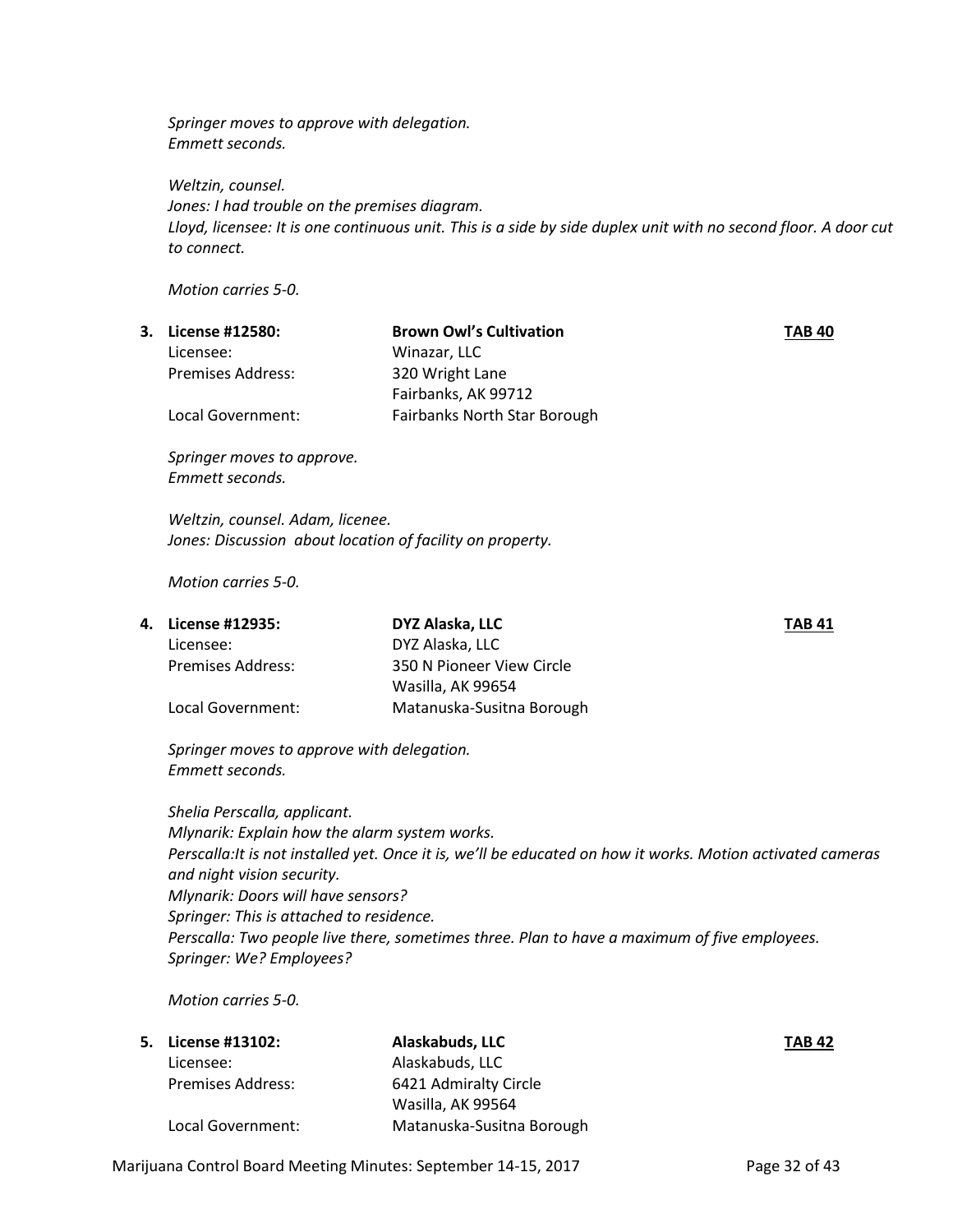*Springer moves to approve with delegation.*
*Emmett seconds.*

*Weltzin, counsel.*
*Jones: I had trouble on the premises diagram.*
*Lloyd, licensee: It is one continuous unit. This is a side by side duplex unit with no second floor. A door cut to connect.*

*Motion carries 5-0.*

**3. License #12580:** **Brown Owl's Cultivation** **TAB 40**

| | |
|---|---|
| Licensee: | Winazar, LLC |
| Premises Address: | 320 Wright Lane<br>Fairbanks, AK 99712 |
| Local Government: | Fairbanks North Star Borough |

*Springer moves to approve.*
*Emmett seconds.*

*Weltzin, counsel. Adam, licenee.*
*Jones: Discussion about location of facility on property.*

*Motion carries 5-0.*

**4. License #12935:** **DYZ Alaska, LLC** **TAB 41**

| | |
|---|---|
| Licensee: | DYZ Alaska, LLC |
| Premises Address: | 350 N Pioneer View Circle<br>Wasilla, AK 99654 |
| Local Government: | Matanuska-Susitna Borough |

*Springer moves to approve with delegation.*
*Emmett seconds.*

*Shelia Perscalla, applicant.*
*Mlynarik: Explain how the alarm system works.*
*Perscalla:It is not installed yet. Once it is, we'll be educated on how it works. Motion activated cameras and night vision security.*
*Mlynarik: Doors will have sensors?*
*Springer: This is attached to residence.*
*Perscalla: Two people live there, sometimes three. Plan to have a maximum of five employees.*
*Springer: We? Employees?*

*Motion carries 5-0.*

**5. License #13102:** **Alaskabuds, LLC** **TAB 42**

| | |
|---|---|
| Licensee: | Alaskabuds, LLC |
| Premises Address: | 6421 Admiralty Circle<br>Wasilla, AK 99564 |
| Local Government: | Matanuska-Susitna Borough |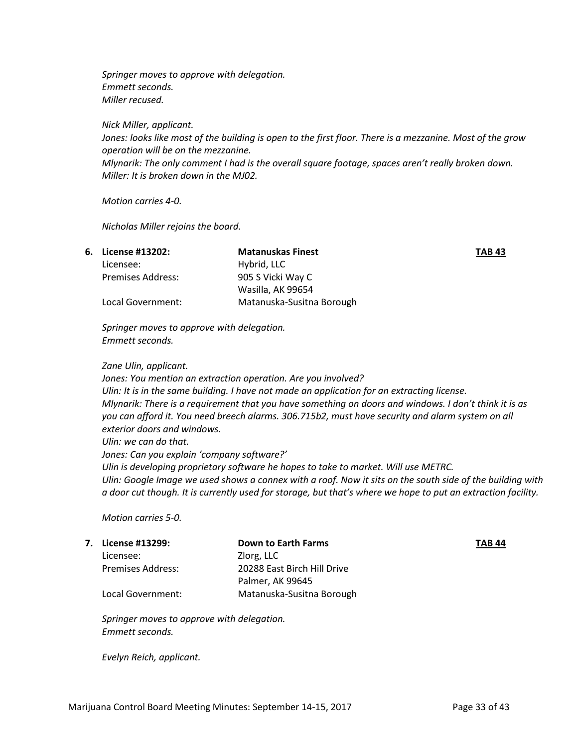*Springer moves to approve with delegation.*
*Emmett seconds.*
*Miller recused.*

*Nick Miller, applicant.*
*Jones: looks like most of the building is open to the first floor. There is a mezzanine. Most of the grow operation will be on the mezzanine.*
*Mlynarik: The only comment I had is the overall square footage, spaces aren't really broken down.*
*Miller: It is broken down in the MJ02.*

*Motion carries 4-0.*

*Nicholas Miller rejoins the board.*

| **6. License #13202:** | **Matanuskas Finest** | **TAB 43** |
|---|---|---|
| Licensee: | Hybrid, LLC | |
| Premises Address: | 905 S Vicki Way C<br>Wasilla, AK 99654 | |
| Local Government: | Matanuska-Susitna Borough | |

*Springer moves to approve with delegation.*
*Emmett seconds.*

*Zane Ulin, applicant.*
*Jones: You mention an extraction operation. Are you involved?*
*Ulin: It is in the same building. I have not made an application for an extracting license.*
*Mlynarik: There is a requirement that you have something on doors and windows. I don't think it is as you can afford it. You need breech alarms. 306.715b2, must have security and alarm system on all exterior doors and windows.*
*Ulin: we can do that.*
*Jones: Can you explain 'company software?'*
*Ulin is developing proprietary software he hopes to take to market. Will use METRC.*
*Ulin: Google Image we used shows a connex with a roof. Now it sits on the south side of the building with a door cut though. It is currently used for storage, but that's where we hope to put an extraction facility.*

*Motion carries 5-0.*

| **7. License #13299:** | **Down to Earth Farms** | **TAB 44** |
|---|---|---|
| Licensee: | Zlorg, LLC | |
| Premises Address: | 20288 East Birch Hill Drive<br>Palmer, AK 99645 | |
| Local Government: | Matanuska-Susitna Borough | |

*Springer moves to approve with delegation.*
*Emmett seconds.*

*Evelyn Reich, applicant.*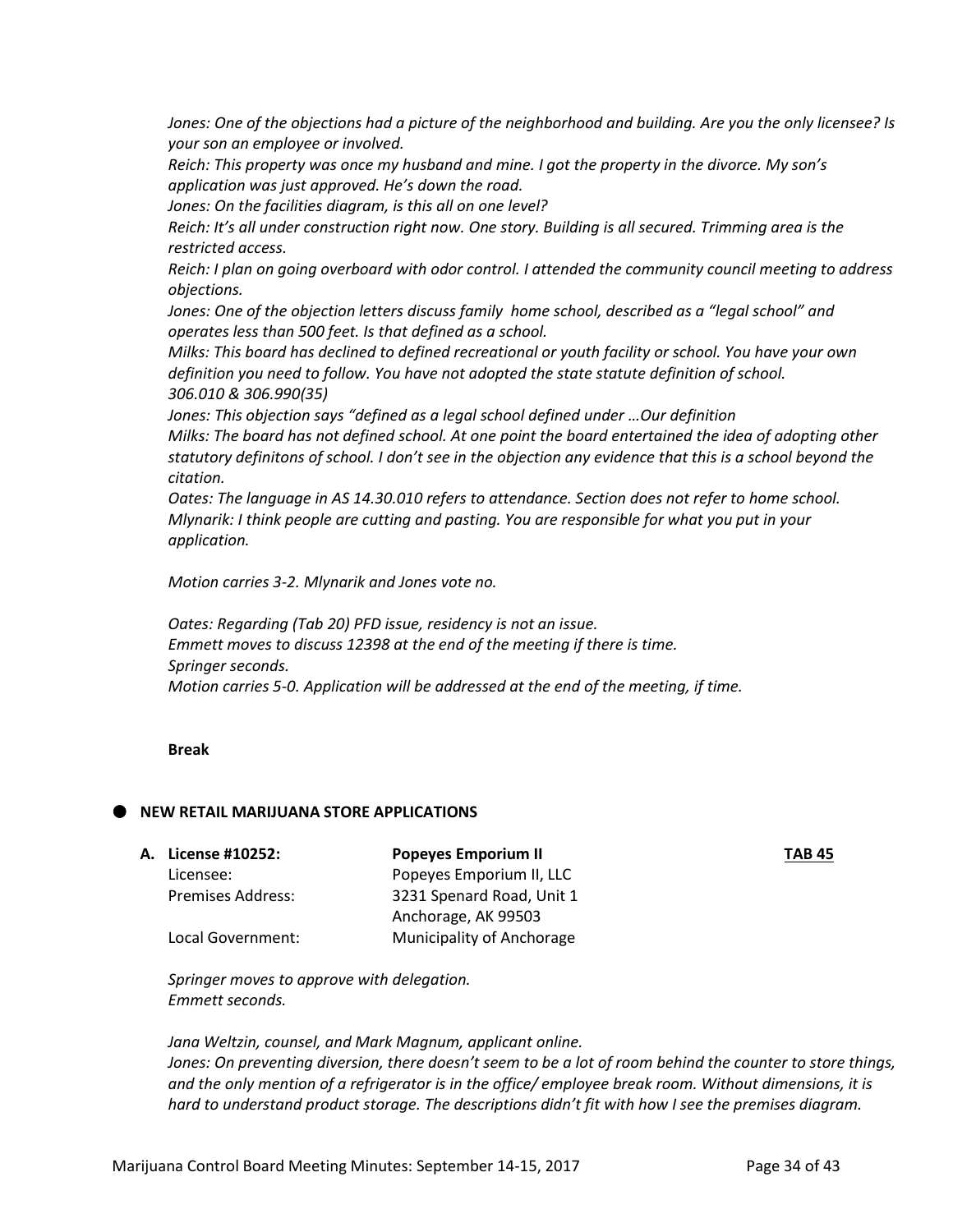*Jones: One of the objections had a picture of the neighborhood and building. Are you the only licensee? Is your son an employee or involved.*
*Reich: This property was once my husband and mine. I got the property in the divorce. My son's application was just approved. He's down the road.*
*Jones: On the facilities diagram, is this all on one level?*
*Reich: It's all under construction right now. One story. Building is all secured. Trimming area is the restricted access.*
*Reich: I plan on going overboard with odor control. I attended the community council meeting to address objections.*
*Jones: One of the objection letters discuss family home school, described as a "legal school" and operates less than 500 feet. Is that defined as a school.*
*Milks: This board has declined to defined recreational or youth facility or school. You have your own definition you need to follow. You have not adopted the state statute definition of school. 306.010 & 306.990(35)*
*Jones: This objection says "defined as a legal school defined under …Our definition*
*Milks: The board has not defined school. At one point the board entertained the idea of adopting other statutory definitons of school. I don't see in the objection any evidence that this is a school beyond the citation.*
*Oates: The language in AS 14.30.010 refers to attendance. Section does not refer to home school.*
*Mlynarik: I think people are cutting and pasting. You are responsible for what you put in your application.*

*Motion carries 3-2. Mlynarik and Jones vote no.*

*Oates: Regarding (Tab 20) PFD issue, residency is not an issue.*
*Emmett moves to discuss 12398 at the end of the meeting if there is time.*
*Springer seconds.*
*Motion carries 5-0. Application will be addressed at the end of the meeting, if time.*

**Break**

- **NEW RETAIL MARIJUANA STORE APPLICATIONS**

**A. License #10252:** **Popeyes Emporium II** **TAB 45**

| | |
|---|---|
| Licensee: | Popeyes Emporium II, LLC |
| Premises Address: | 3231 Spenard Road, Unit 1<br>Anchorage, AK 99503 |
| Local Government: | Municipality of Anchorage |

*Springer moves to approve with delegation.*
*Emmett seconds.*

*Jana Weltzin, counsel, and Mark Magnum, applicant online.*
*Jones: On preventing diversion, there doesn't seem to be a lot of room behind the counter to store things, and the only mention of a refrigerator is in the office/ employee break room. Without dimensions, it is hard to understand product storage. The descriptions didn't fit with how I see the premises diagram.*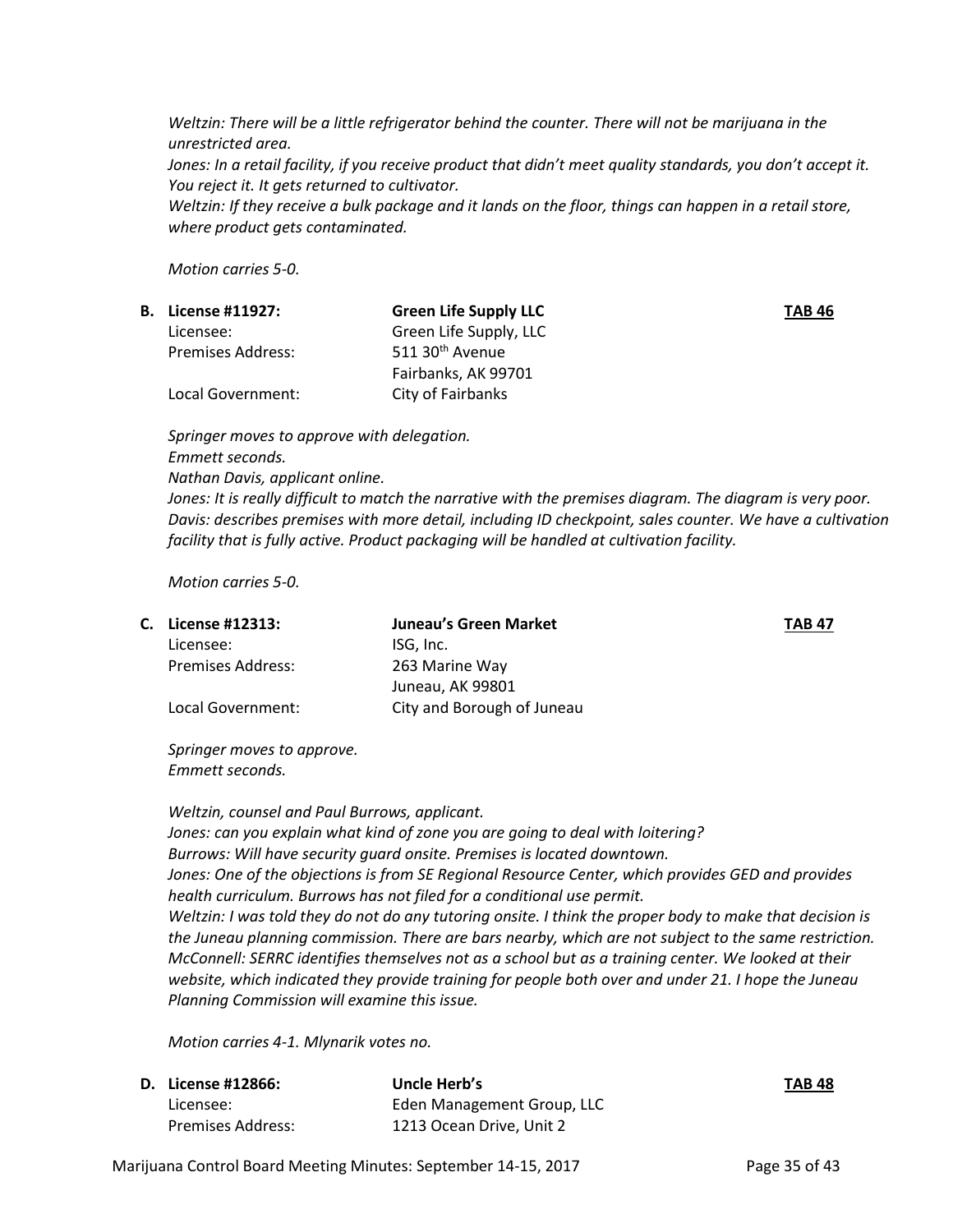*Weltzin: There will be a little refrigerator behind the counter. There will not be marijuana in the unrestricted area.*
*Jones: In a retail facility, if you receive product that didn't meet quality standards, you don't accept it. You reject it. It gets returned to cultivator.*
*Weltzin: If they receive a bulk package and it lands on the floor, things can happen in a retail store, where product gets contaminated.*

*Motion carries 5-0.*

**B. License #11927:** **Green Life Supply LLC** **TAB 46**

Licensee: Green Life Supply, LLC
Premises Address: 511 30th Avenue
Fairbanks, AK 99701
Local Government: City of Fairbanks

*Springer moves to approve with delegation.*
*Emmett seconds.*
*Nathan Davis, applicant online.*
*Jones: It is really difficult to match the narrative with the premises diagram. The diagram is very poor.*
*Davis: describes premises with more detail, including ID checkpoint, sales counter. We have a cultivation facility that is fully active. Product packaging will be handled at cultivation facility.*

*Motion carries 5-0.*

**C. License #12313:** **Juneau's Green Market** **TAB 47**

Licensee: ISG, Inc.
Premises Address: 263 Marine Way
Juneau, AK 99801
Local Government: City and Borough of Juneau

*Springer moves to approve.*
*Emmett seconds.*

*Weltzin, counsel and Paul Burrows, applicant.*
*Jones: can you explain what kind of zone you are going to deal with loitering?*
*Burrows: Will have security guard onsite. Premises is located downtown.*
*Jones: One of the objections is from SE Regional Resource Center, which provides GED and provides health curriculum. Burrows has not filed for a conditional use permit.*
*Weltzin: I was told they do not do any tutoring onsite. I think the proper body to make that decision is the Juneau planning commission. There are bars nearby, which are not subject to the same restriction.*
*McConnell: SERRC identifies themselves not as a school but as a training center. We looked at their website, which indicated they provide training for people both over and under 21. I hope the Juneau Planning Commission will examine this issue.*

*Motion carries 4-1. Mlynarik votes no.*

**D. License #12866:** **Uncle Herb's** **TAB 48**

Licensee: Eden Management Group, LLC
Premises Address: 1213 Ocean Drive, Unit 2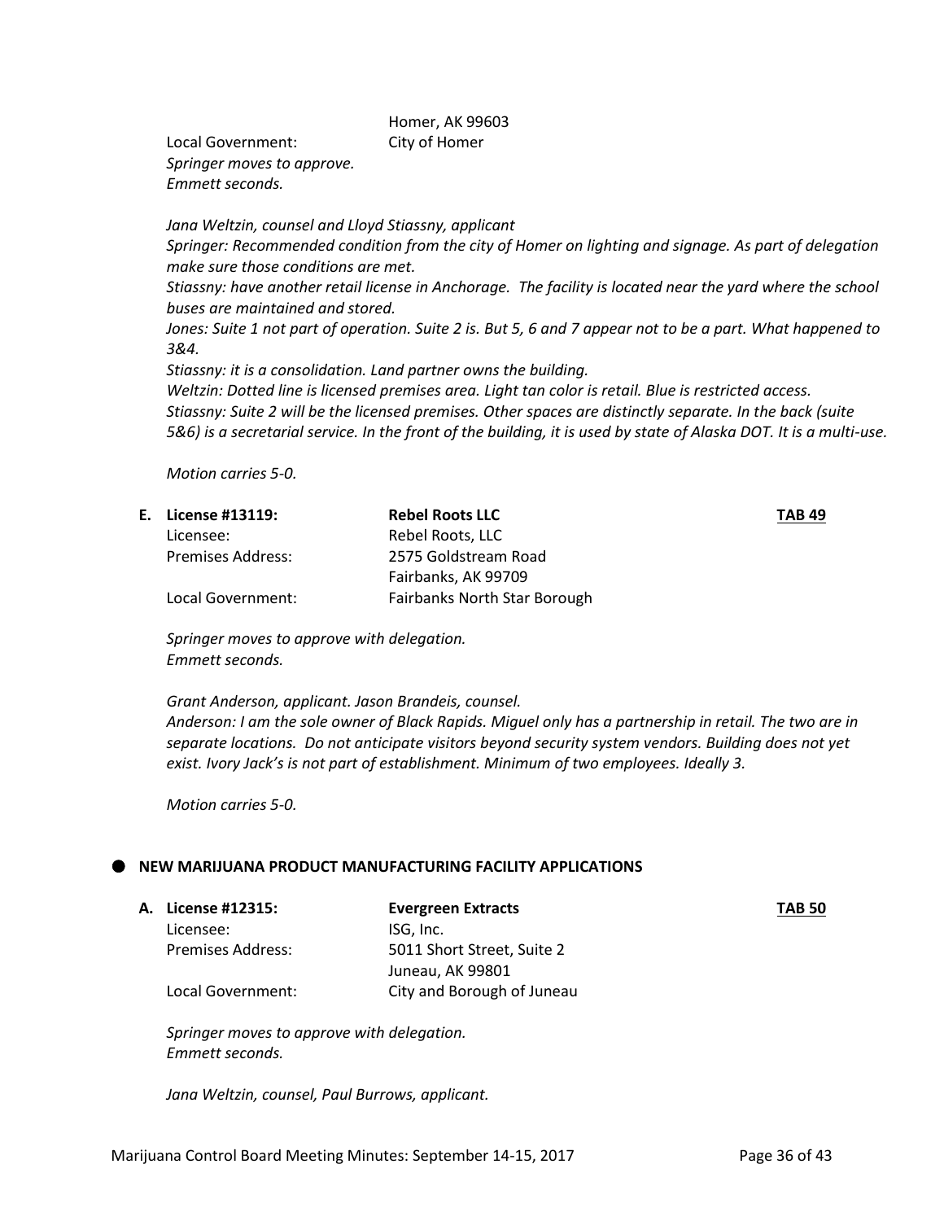Homer, AK 99603

Local Government: City of Homer

*Springer moves to approve.*
*Emmett seconds.*

*Jana Weltzin, counsel and Lloyd Stiassny, applicant*
*Springer: Recommended condition from the city of Homer on lighting and signage. As part of delegation make sure those conditions are met.*
*Stiassny: have another retail license in Anchorage. The facility is located near the yard where the school buses are maintained and stored.*
*Jones: Suite 1 not part of operation. Suite 2 is. But 5, 6 and 7 appear not to be a part. What happened to 3&4.*
*Stiassny: it is a consolidation. Land partner owns the building.*
*Weltzin: Dotted line is licensed premises area. Light tan color is retail. Blue is restricted access.*
*Stiassny: Suite 2 will be the licensed premises. Other spaces are distinctly separate. In the back (suite 5&6) is a secretarial service. In the front of the building, it is used by state of Alaska DOT. It is a multi-use.*

*Motion carries 5-0.*

**E. License #13119:** **Rebel Roots LLC** **TAB 49**

Licensee: Rebel Roots, LLC
Premises Address: 2575 Goldstream Road
Fairbanks, AK 99709
Local Government: Fairbanks North Star Borough

*Springer moves to approve with delegation.*
*Emmett seconds.*

*Grant Anderson, applicant. Jason Brandeis, counsel.*
*Anderson: I am the sole owner of Black Rapids. Miguel only has a partnership in retail. The two are in separate locations. Do not anticipate visitors beyond security system vendors. Building does not yet exist. Ivory Jack's is not part of establishment. Minimum of two employees. Ideally 3.*

*Motion carries 5-0.*

## NEW MARIJUANA PRODUCT MANUFACTURING FACILITY APPLICATIONS

**A. License #12315:** **Evergreen Extracts** **TAB 50**

Licensee: ISG, Inc.
Premises Address: 5011 Short Street, Suite 2
Juneau, AK 99801
Local Government: City and Borough of Juneau

*Springer moves to approve with delegation.*
*Emmett seconds.*

*Jana Weltzin, counsel, Paul Burrows, applicant.*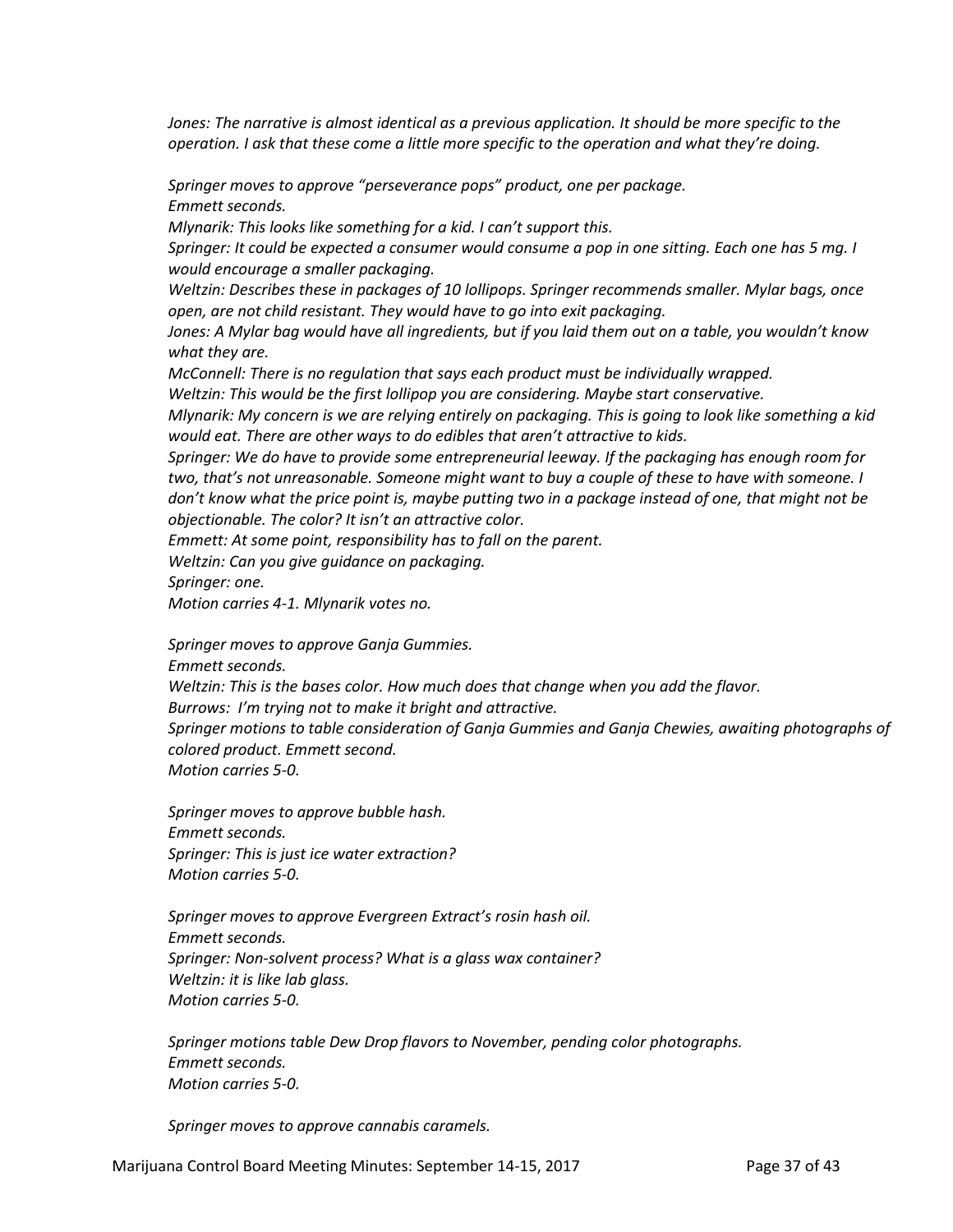*Jones: The narrative is almost identical as a previous application. It should be more specific to the operation. I ask that these come a little more specific to the operation and what they're doing.*

*Springer moves to approve "perseverance pops" product, one per package.*
*Emmett seconds.*
*Mlynarik: This looks like something for a kid. I can't support this.*
*Springer: It could be expected a consumer would consume a pop in one sitting. Each one has 5 mg. I would encourage a smaller packaging.*
*Weltzin: Describes these in packages of 10 lollipops. Springer recommends smaller. Mylar bags, once open, are not child resistant. They would have to go into exit packaging.*
*Jones: A Mylar bag would have all ingredients, but if you laid them out on a table, you wouldn't know what they are.*
*McConnell: There is no regulation that says each product must be individually wrapped.*
*Weltzin: This would be the first lollipop you are considering. Maybe start conservative.*
*Mlynarik: My concern is we are relying entirely on packaging. This is going to look like something a kid would eat. There are other ways to do edibles that aren't attractive to kids.*
*Springer: We do have to provide some entrepreneurial leeway. If the packaging has enough room for two, that's not unreasonable. Someone might want to buy a couple of these to have with someone. I don't know what the price point is, maybe putting two in a package instead of one, that might not be objectionable. The color? It isn't an attractive color.*
*Emmett: At some point, responsibility has to fall on the parent.*
*Weltzin: Can you give guidance on packaging.*
*Springer: one.*
*Motion carries 4-1. Mlynarik votes no.*

*Springer moves to approve Ganja Gummies.*
*Emmett seconds.*
*Weltzin: This is the bases color. How much does that change when you add the flavor.*
*Burrows: I'm trying not to make it bright and attractive.*
*Springer motions to table consideration of Ganja Gummies and Ganja Chewies, awaiting photographs of colored product. Emmett second.*
*Motion carries 5-0.*

*Springer moves to approve bubble hash.*
*Emmett seconds.*
*Springer: This is just ice water extraction?*
*Motion carries 5-0.*

*Springer moves to approve Evergreen Extract's rosin hash oil.*
*Emmett seconds.*
*Springer: Non-solvent process? What is a glass wax container?*
*Weltzin: it is like lab glass.*
*Motion carries 5-0.*

*Springer motions table Dew Drop flavors to November, pending color photographs.*
*Emmett seconds.*
*Motion carries 5-0.*

*Springer moves to approve cannabis caramels.*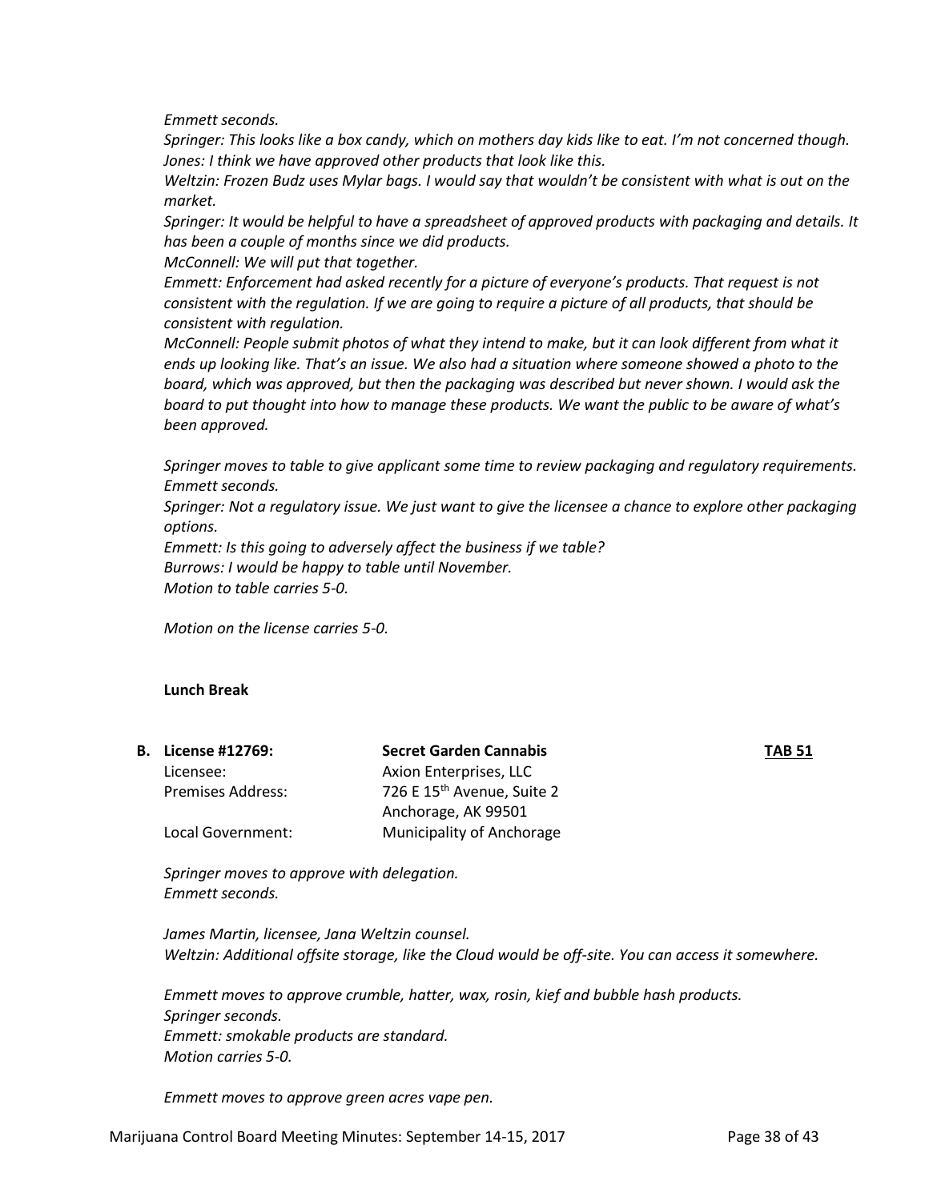*Emmett seconds.*

*Springer: This looks like a box candy, which on mothers day kids like to eat. I'm not concerned though.*

*Jones: I think we have approved other products that look like this.*

*Weltzin: Frozen Budz uses Mylar bags. I would say that wouldn't be consistent with what is out on the market.*

*Springer: It would be helpful to have a spreadsheet of approved products with packaging and details. It has been a couple of months since we did products.*

*McConnell: We will put that together.*

*Emmett: Enforcement had asked recently for a picture of everyone's products. That request is not consistent with the regulation. If we are going to require a picture of all products, that should be consistent with regulation.*

*McConnell: People submit photos of what they intend to make, but it can look different from what it ends up looking like. That's an issue. We also had a situation where someone showed a photo to the board, which was approved, but then the packaging was described but never shown. I would ask the board to put thought into how to manage these products. We want the public to be aware of what's been approved.*

*Springer moves to table to give applicant some time to review packaging and regulatory requirements.*

*Emmett seconds.*

*Springer: Not a regulatory issue. We just want to give the licensee a chance to explore other packaging options.*

*Emmett: Is this going to adversely affect the business if we table?*

*Burrows: I would be happy to table until November.*

*Motion to table carries 5-0.*

*Motion on the license carries 5-0.*

**Lunch Break**

| **B. License #12769:** | **Secret Garden Cannabis** | **TAB 51** |
|---|---|---|
| Licensee: | Axion Enterprises, LLC | |
| Premises Address: | 726 E 15th Avenue, Suite 2<br>Anchorage, AK 99501 | |
| Local Government: | Municipality of Anchorage | |

*Springer moves to approve with delegation.*

*Emmett seconds.*

*James Martin, licensee, Jana Weltzin counsel.*

*Weltzin: Additional offsite storage, like the Cloud would be off-site. You can access it somewhere.*

*Emmett moves to approve crumble, hatter, wax, rosin, kief and bubble hash products.*

*Springer seconds.*

*Emmett: smokable products are standard.*

*Motion carries 5-0.*

*Emmett moves to approve green acres vape pen.*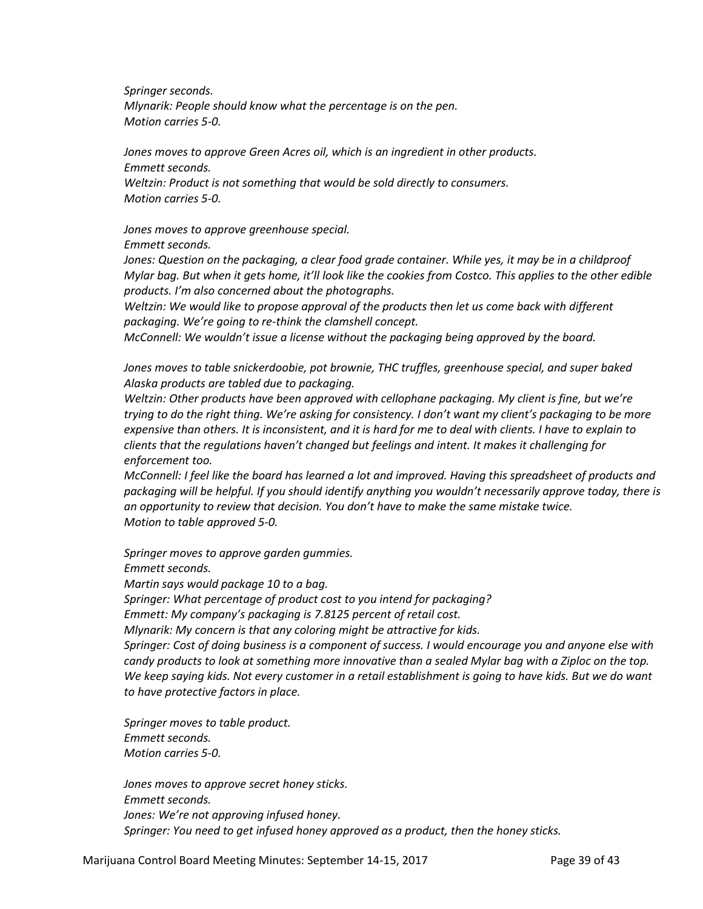*Springer seconds.*
*Mlynarik: People should know what the percentage is on the pen.*
*Motion carries 5-0.*

*Jones moves to approve Green Acres oil, which is an ingredient in other products.*
*Emmett seconds.*
*Weltzin: Product is not something that would be sold directly to consumers.*
*Motion carries 5-0.*

*Jones moves to approve greenhouse special.*
*Emmett seconds.*
*Jones: Question on the packaging, a clear food grade container. While yes, it may be in a childproof Mylar bag. But when it gets home, it'll look like the cookies from Costco. This applies to the other edible products. I'm also concerned about the photographs.*
*Weltzin: We would like to propose approval of the products then let us come back with different packaging. We're going to re-think the clamshell concept.*
*McConnell: We wouldn't issue a license without the packaging being approved by the board.*

*Jones moves to table snickerdoobie, pot brownie, THC truffles, greenhouse special, and super baked Alaska products are tabled due to packaging.*
*Weltzin: Other products have been approved with cellophane packaging. My client is fine, but we're trying to do the right thing. We're asking for consistency. I don't want my client's packaging to be more expensive than others. It is inconsistent, and it is hard for me to deal with clients. I have to explain to clients that the regulations haven't changed but feelings and intent. It makes it challenging for enforcement too.*
*McConnell: I feel like the board has learned a lot and improved. Having this spreadsheet of products and packaging will be helpful. If you should identify anything you wouldn't necessarily approve today, there is an opportunity to review that decision. You don't have to make the same mistake twice.*
*Motion to table approved 5-0.*

*Springer moves to approve garden gummies.*
*Emmett seconds.*
*Martin says would package 10 to a bag.*
*Springer: What percentage of product cost to you intend for packaging?*
*Emmett: My company's packaging is 7.8125 percent of retail cost.*
*Mlynarik: My concern is that any coloring might be attractive for kids.*
*Springer: Cost of doing business is a component of success. I would encourage you and anyone else with candy products to look at something more innovative than a sealed Mylar bag with a Ziploc on the top. We keep saying kids. Not every customer in a retail establishment is going to have kids. But we do want to have protective factors in place.*

*Springer moves to table product.*
*Emmett seconds.*
*Motion carries 5-0.*

*Jones moves to approve secret honey sticks.*
*Emmett seconds.*
*Jones: We're not approving infused honey.*
*Springer: You need to get infused honey approved as a product, then the honey sticks.*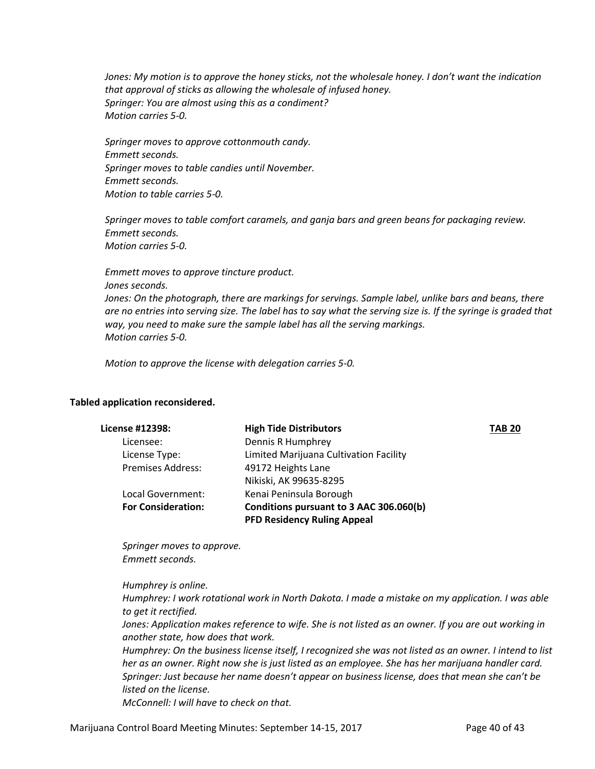*Jones: My motion is to approve the honey sticks, not the wholesale honey. I don't want the indication that approval of sticks as allowing the wholesale of infused honey.*
*Springer: You are almost using this as a condiment?*
*Motion carries 5-0.*

*Springer moves to approve cottonmouth candy.*
*Emmett seconds.*
*Springer moves to table candies until November.*
*Emmett seconds.*
*Motion to table carries 5-0.*

*Springer moves to table comfort caramels, and ganja bars and green beans for packaging review.*
*Emmett seconds.*
*Motion carries 5-0.*

*Emmett moves to approve tincture product.*
*Jones seconds.*
*Jones: On the photograph, there are markings for servings. Sample label, unlike bars and beans, there are no entries into serving size. The label has to say what the serving size is. If the syringe is graded that way, you need to make sure the sample label has all the serving markings.*
*Motion carries 5-0.*

*Motion to approve the license with delegation carries 5-0.*

**Tabled application reconsidered.**

| **License #12398:** | **High Tide Distributors** | **TAB 20** |
|---|---|---|
| Licensee: | Dennis R Humphrey | |
| License Type: | Limited Marijuana Cultivation Facility | |
| Premises Address: | 49172 Heights Lane<br>Nikiski, AK 99635-8295 | |
| Local Government: | Kenai Peninsula Borough | |
| **For Consideration:** | **Conditions pursuant to 3 AAC 306.060(b)**<br>**PFD Residency Ruling Appeal** | |

*Springer moves to approve.*
*Emmett seconds.*

*Humphrey is online.*
*Humphrey: I work rotational work in North Dakota. I made a mistake on my application. I was able to get it rectified.*
*Jones: Application makes reference to wife. She is not listed as an owner. If you are out working in another state, how does that work.*
*Humphrey: On the business license itself, I recognized she was not listed as an owner. I intend to list her as an owner. Right now she is just listed as an employee. She has her marijuana handler card.*
*Springer: Just because her name doesn't appear on business license, does that mean she can't be listed on the license.*
*McConnell: I will have to check on that.*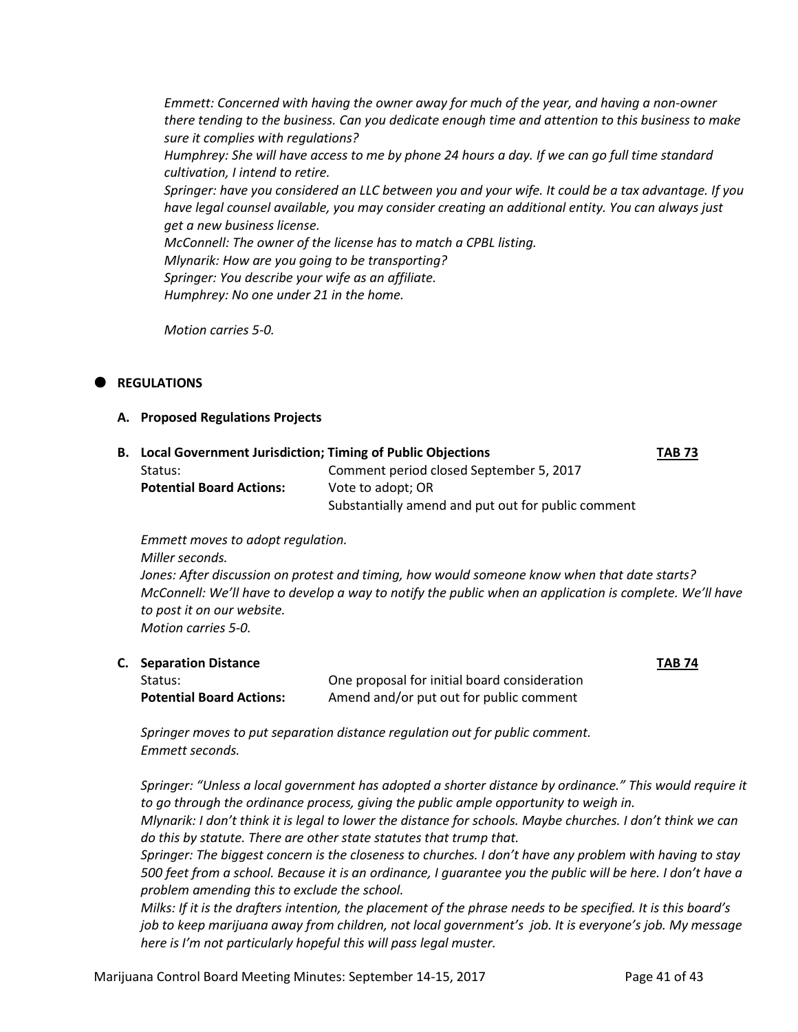*Emmett: Concerned with having the owner away for much of the year, and having a non-owner there tending to the business. Can you dedicate enough time and attention to this business to make sure it complies with regulations?*
*Humphrey: She will have access to me by phone 24 hours a day. If we can go full time standard cultivation, I intend to retire.*
*Springer: have you considered an LLC between you and your wife. It could be a tax advantage. If you have legal counsel available, you may consider creating an additional entity. You can always just get a new business license.*
*McConnell: The owner of the license has to match a CPBL listing.*
*Mlynarik: How are you going to be transporting?*
*Springer: You describe your wife as an affiliate.*
*Humphrey: No one under 21 in the home.*

*Motion carries 5-0.*

- **REGULATIONS**

**A. Proposed Regulations Projects**

**B. Local Government Jurisdiction; Timing of Public Objections** **TAB 73**

| | |
|---|---|
| Status: | Comment period closed September 5, 2017 |
| **Potential Board Actions:** | Vote to adopt; OR<br>Substantially amend and put out for public comment |

*Emmett moves to adopt regulation.*
*Miller seconds.*
*Jones: After discussion on protest and timing, how would someone know when that date starts?*
*McConnell: We'll have to develop a way to notify the public when an application is complete. We'll have to post it on our website.*
*Motion carries 5-0.*

**C. Separation Distance** **TAB 74**

| | |
|---|---|
| Status: | One proposal for initial board consideration |
| **Potential Board Actions:** | Amend and/or put out for public comment |

*Springer moves to put separation distance regulation out for public comment.*
*Emmett seconds.*

*Springer: "Unless a local government has adopted a shorter distance by ordinance." This would require it to go through the ordinance process, giving the public ample opportunity to weigh in.*
*Mlynarik: I don't think it is legal to lower the distance for schools. Maybe churches. I don't think we can do this by statute. There are other state statutes that trump that.*
*Springer: The biggest concern is the closeness to churches. I don't have any problem with having to stay 500 feet from a school. Because it is an ordinance, I guarantee you the public will be here. I don't have a problem amending this to exclude the school.*
*Milks: If it is the drafters intention, the placement of the phrase needs to be specified. It is this board's job to keep marijuana away from children, not local government's job. It is everyone's job. My message here is I'm not particularly hopeful this will pass legal muster.*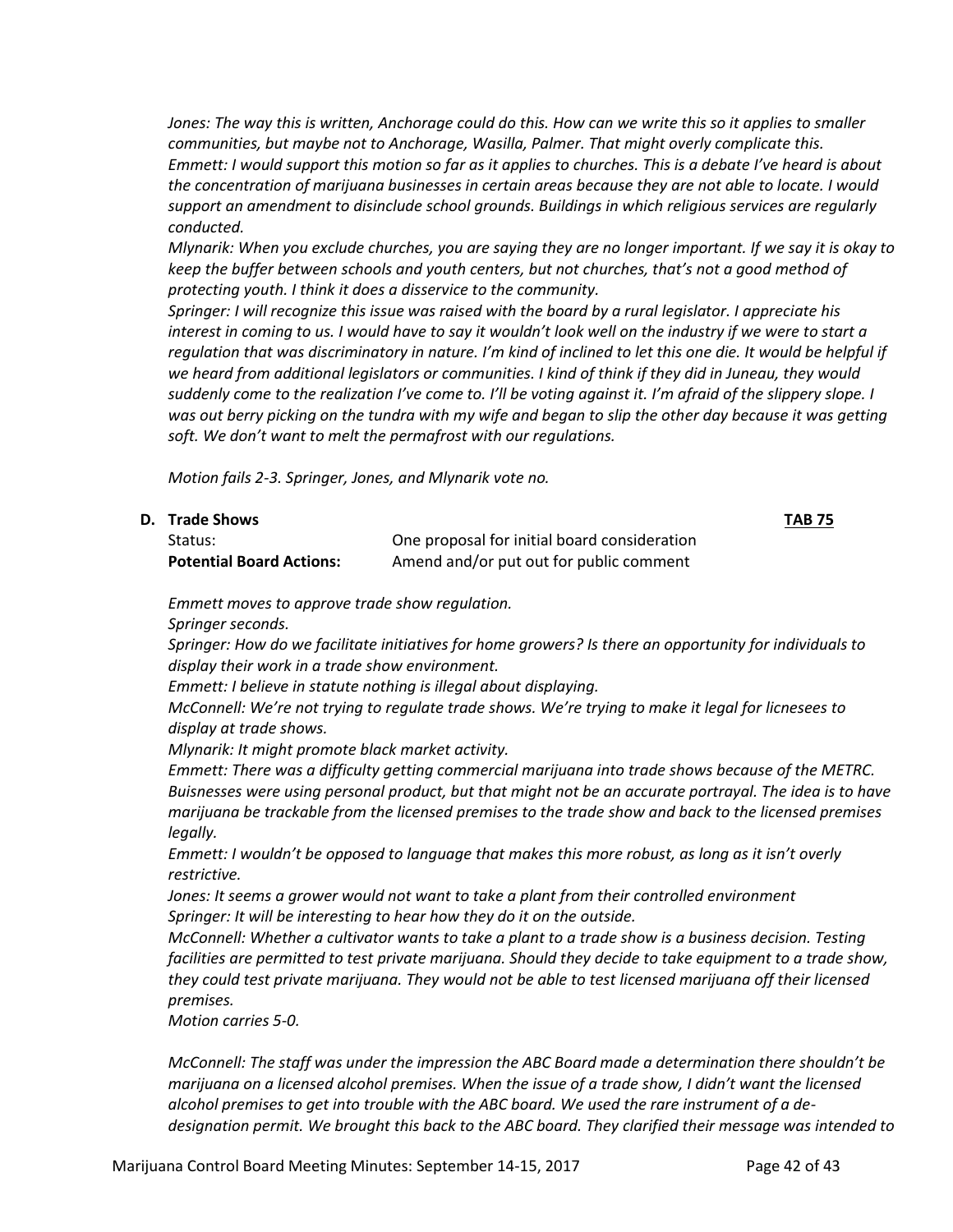*Jones: The way this is written, Anchorage could do this. How can we write this so it applies to smaller communities, but maybe not to Anchorage, Wasilla, Palmer. That might overly complicate this.*
*Emmett: I would support this motion so far as it applies to churches. This is a debate I've heard is about the concentration of marijuana businesses in certain areas because they are not able to locate. I would support an amendment to disinclude school grounds. Buildings in which religious services are regularly conducted.*
*Mlynarik: When you exclude churches, you are saying they are no longer important. If we say it is okay to keep the buffer between schools and youth centers, but not churches, that's not a good method of protecting youth. I think it does a disservice to the community.*
*Springer: I will recognize this issue was raised with the board by a rural legislator. I appreciate his interest in coming to us. I would have to say it wouldn't look well on the industry if we were to start a regulation that was discriminatory in nature. I'm kind of inclined to let this one die. It would be helpful if we heard from additional legislators or communities. I kind of think if they did in Juneau, they would suddenly come to the realization I've come to. I'll be voting against it. I'm afraid of the slippery slope. I was out berry picking on the tundra with my wife and began to slip the other day because it was getting soft. We don't want to melt the permafrost with our regulations.*

*Motion fails 2-3. Springer, Jones, and Mlynarik vote no.*

**D. Trade Shows** **TAB 75**

| | |
|---|---|
| Status: | One proposal for initial board consideration |
| **Potential Board Actions:** | Amend and/or put out for public comment |

*Emmett moves to approve trade show regulation.*
*Springer seconds.*
*Springer: How do we facilitate initiatives for home growers? Is there an opportunity for individuals to display their work in a trade show environment.*
*Emmett: I believe in statute nothing is illegal about displaying.*
*McConnell: We're not trying to regulate trade shows. We're trying to make it legal for licnesees to display at trade shows.*
*Mlynarik: It might promote black market activity.*
*Emmett: There was a difficulty getting commercial marijuana into trade shows because of the METRC. Buisnesses were using personal product, but that might not be an accurate portrayal. The idea is to have marijuana be trackable from the licensed premises to the trade show and back to the licensed premises legally.*
*Emmett: I wouldn't be opposed to language that makes this more robust, as long as it isn't overly restrictive.*
*Jones: It seems a grower would not want to take a plant from their controlled environment*
*Springer: It will be interesting to hear how they do it on the outside.*
*McConnell: Whether a cultivator wants to take a plant to a trade show is a business decision. Testing facilities are permitted to test private marijuana. Should they decide to take equipment to a trade show, they could test private marijuana. They would not be able to test licensed marijuana off their licensed premises.*
*Motion carries 5-0.*

*McConnell: The staff was under the impression the ABC Board made a determination there shouldn't be marijuana on a licensed alcohol premises. When the issue of a trade show, I didn't want the licensed alcohol premises to get into trouble with the ABC board. We used the rare instrument of a de-designation permit. We brought this back to the ABC board. They clarified their message was intended to*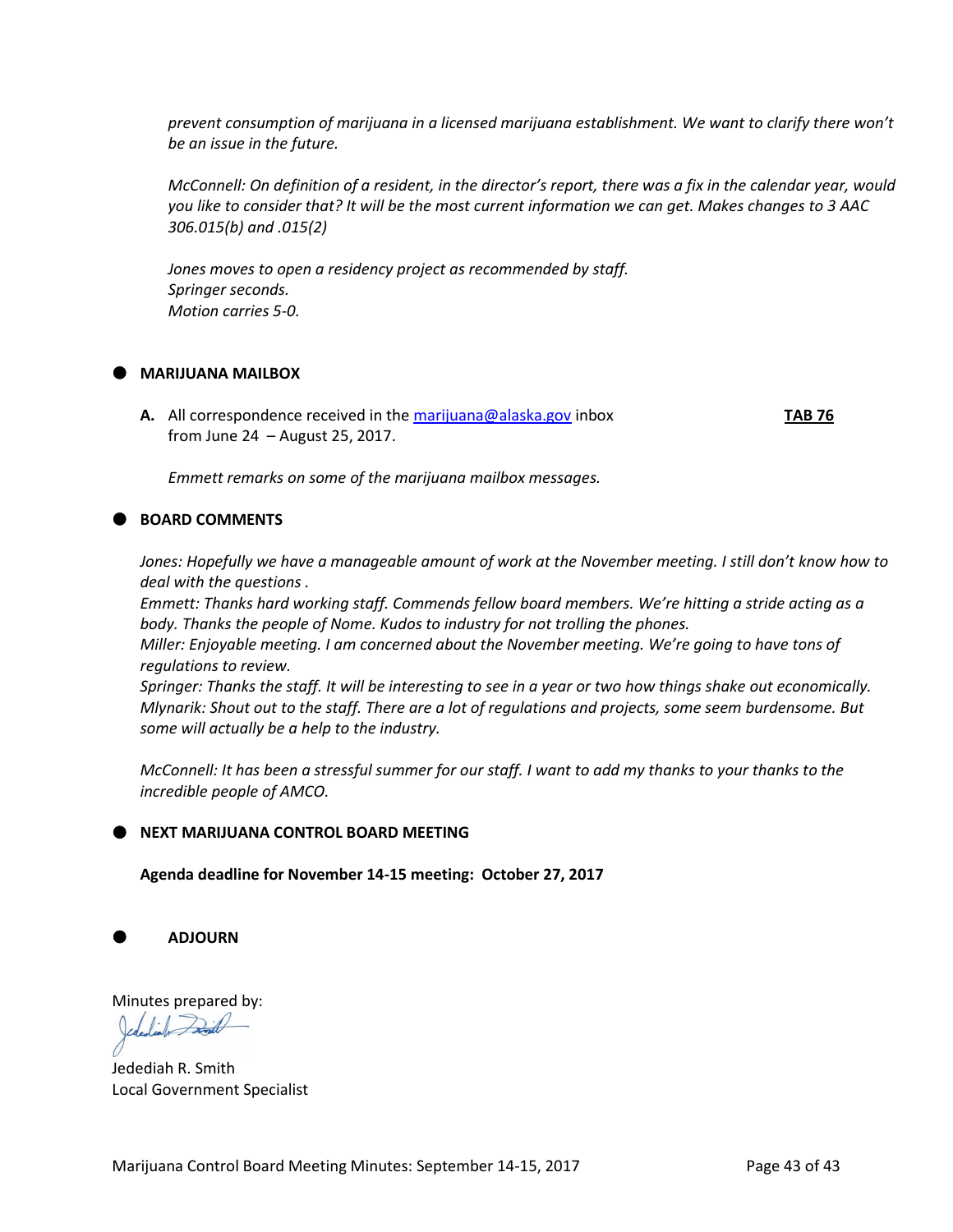*prevent consumption of marijuana in a licensed marijuana establishment. We want to clarify there won't be an issue in the future.*

*McConnell: On definition of a resident, in the director's report, there was a fix in the calendar year, would you like to consider that? It will be the most current information we can get. Makes changes to 3 AAC 306.015(b) and .015(2)*

*Jones moves to open a residency project as recommended by staff.*
*Springer seconds.*
*Motion carries 5-0.*

- **MARIJUANA MAILBOX**

**A.** All correspondence received in the marijuana@alaska.gov inbox from June 24 – August 25, 2017. **TAB 76**

*Emmett remarks on some of the marijuana mailbox messages.*

- **BOARD COMMENTS**

*Jones: Hopefully we have a manageable amount of work at the November meeting. I still don't know how to deal with the questions .*
*Emmett: Thanks hard working staff. Commends fellow board members. We're hitting a stride acting as a body. Thanks the people of Nome. Kudos to industry for not trolling the phones.*
*Miller: Enjoyable meeting. I am concerned about the November meeting. We're going to have tons of regulations to review.*
*Springer: Thanks the staff. It will be interesting to see in a year or two how things shake out economically.*
*Mlynarik: Shout out to the staff. There are a lot of regulations and projects, some seem burdensome. But some will actually be a help to the industry.*

*McConnell: It has been a stressful summer for our staff. I want to add my thanks to your thanks to the incredible people of AMCO.*

- **NEXT MARIJUANA CONTROL BOARD MEETING**

**Agenda deadline for November 14-15 meeting: October 27, 2017**

- **ADJOURN**

Minutes prepared by:

Jedediah R. Smith
Local Government Specialist